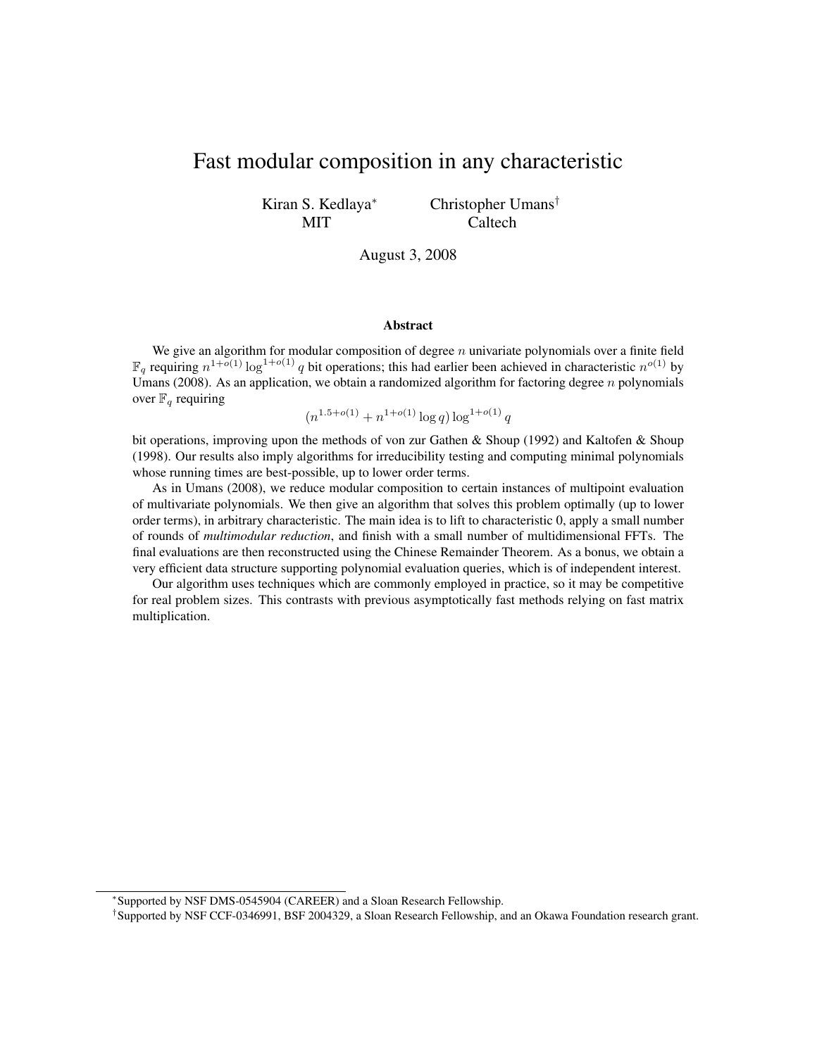# Fast modular composition in any characteristic

Kiran S. Kedlaya[*] — MIT

Christopher Umans[†] — Caltech

August 3, 2008

## Abstract

We give an algorithm for modular composition of degree $n$ univariate polynomials over a finite field $\mathbb{F}_q$ requiring $n^{1+o(1)} \log^{1+o(1)} q$ bit operations; this had earlier been achieved in characteristic $n^{o(1)}$ by Umans (2008). As an application, we obtain a randomized algorithm for factoring degree $n$ polynomials over $\mathbb{F}_q$ requiring

$$(n^{1.5+o(1)} + n^{1+o(1)} \log q) \log^{1+o(1)} q$$

bit operations, improving upon the methods of von zur Gathen & Shoup (1992) and Kaltofen & Shoup (1998). Our results also imply algorithms for irreducibility testing and computing minimal polynomials whose running times are best-possible, up to lower order terms.

As in Umans (2008), we reduce modular composition to certain instances of multipoint evaluation of multivariate polynomials. We then give an algorithm that solves this problem optimally (up to lower order terms), in arbitrary characteristic. The main idea is to lift to characteristic 0, apply a small number of rounds of *multimodular reduction*, and finish with a small number of multidimensional FFTs. The final evaluations are then reconstructed using the Chinese Remainder Theorem. As a bonus, we obtain a very efficient data structure supporting polynomial evaluation queries, which is of independent interest.

Our algorithm uses techniques which are commonly employed in practice, so it may be competitive for real problem sizes. This contrasts with previous asymptotically fast methods relying on fast matrix multiplication.

---

[*] Supported by NSF DMS-0545904 (CAREER) and a Sloan Research Fellowship.

[†] Supported by NSF CCF-0346991, BSF 2004329, a Sloan Research Fellowship, and an Okawa Foundation research grant.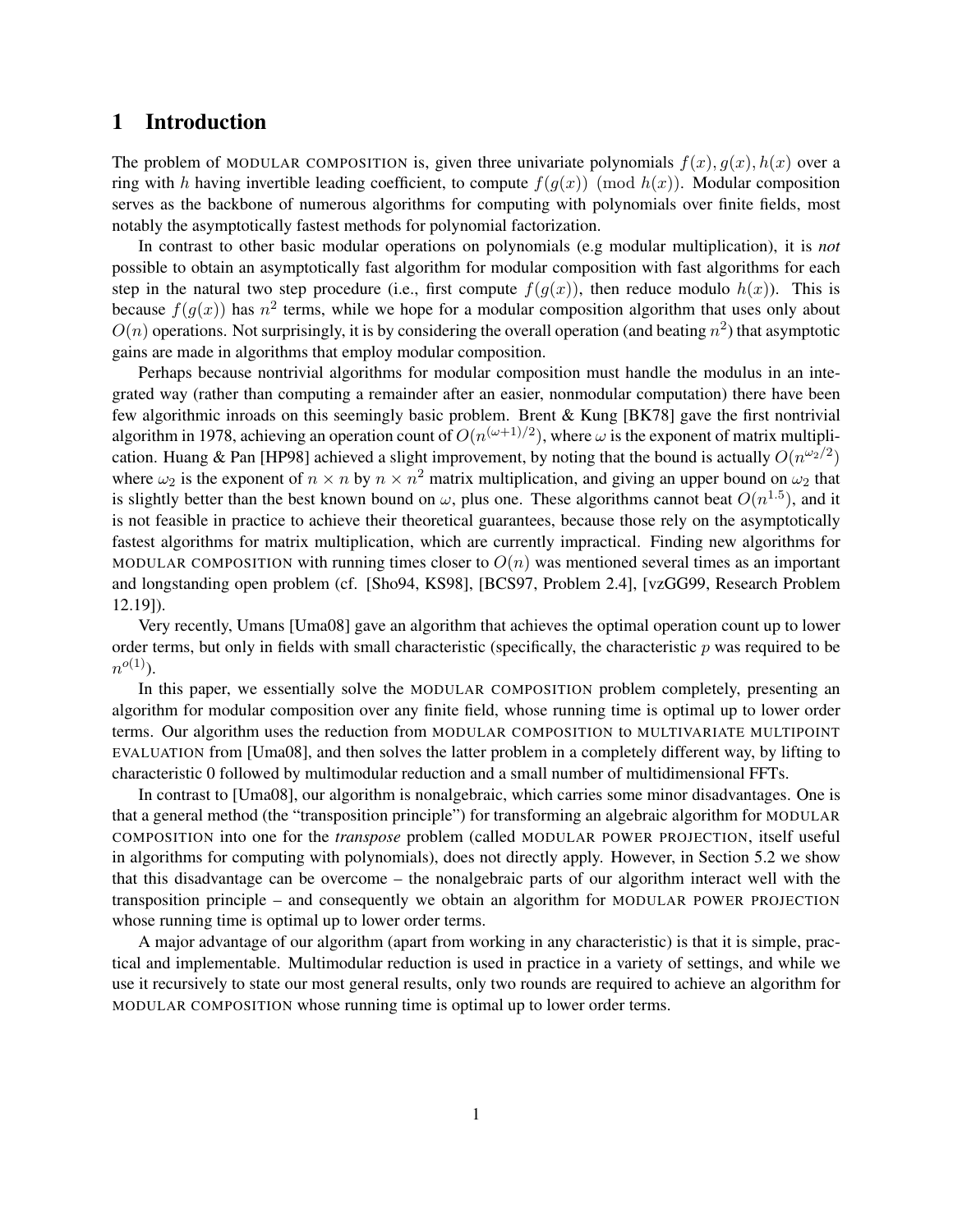# 1 Introduction

The problem of MODULAR COMPOSITION is, given three univariate polynomials $f(x), g(x), h(x)$ over a ring with $h$ having invertible leading coefficient, to compute $f(g(x)) \pmod{h(x)}$. Modular composition serves as the backbone of numerous algorithms for computing with polynomials over finite fields, most notably the asymptotically fastest methods for polynomial factorization.

In contrast to other basic modular operations on polynomials (e.g modular multiplication), it is *not* possible to obtain an asymptotically fast algorithm for modular composition with fast algorithms for each step in the natural two step procedure (i.e., first compute $f(g(x))$, then reduce modulo $h(x)$). This is because $f(g(x))$ has $n^2$ terms, while we hope for a modular composition algorithm that uses only about $O(n)$ operations. Not surprisingly, it is by considering the overall operation (and beating $n^2$) that asymptotic gains are made in algorithms that employ modular composition.

Perhaps because nontrivial algorithms for modular composition must handle the modulus in an integrated way (rather than computing a remainder after an easier, nonmodular computation) there have been few algorithmic inroads on this seemingly basic problem. Brent & Kung [BK78] gave the first nontrivial algorithm in 1978, achieving an operation count of $O(n^{(\omega+1)/2})$, where $\omega$ is the exponent of matrix multiplication. Huang & Pan [HP98] achieved a slight improvement, by noting that the bound is actually $O(n^{\omega_2/2})$ where $\omega_2$ is the exponent of $n \times n$ by $n \times n^2$ matrix multiplication, and giving an upper bound on $\omega_2$ that is slightly better than the best known bound on $\omega$, plus one. These algorithms cannot beat $O(n^{1.5})$, and it is not feasible in practice to achieve their theoretical guarantees, because those rely on the asymptotically fastest algorithms for matrix multiplication, which are currently impractical. Finding new algorithms for MODULAR COMPOSITION with running times closer to $O(n)$ was mentioned several times as an important and longstanding open problem (cf. [Sho94, KS98], [BCS97, Problem 2.4], [vzGG99, Research Problem 12.19]).

Very recently, Umans [Uma08] gave an algorithm that achieves the optimal operation count up to lower order terms, but only in fields with small characteristic (specifically, the characteristic $p$ was required to be $n^{o(1)}$).

In this paper, we essentially solve the MODULAR COMPOSITION problem completely, presenting an algorithm for modular composition over any finite field, whose running time is optimal up to lower order terms. Our algorithm uses the reduction from MODULAR COMPOSITION to MULTIVARIATE MULTIPOINT EVALUATION from [Uma08], and then solves the latter problem in a completely different way, by lifting to characteristic 0 followed by multimodular reduction and a small number of multidimensional FFTs.

In contrast to [Uma08], our algorithm is nonalgebraic, which carries some minor disadvantages. One is that a general method (the "transposition principle") for transforming an algebraic algorithm for MODULAR COMPOSITION into one for the *transpose* problem (called MODULAR POWER PROJECTION, itself useful in algorithms for computing with polynomials), does not directly apply. However, in Section 5.2 we show that this disadvantage can be overcome – the nonalgebraic parts of our algorithm interact well with the transposition principle – and consequently we obtain an algorithm for MODULAR POWER PROJECTION whose running time is optimal up to lower order terms.

A major advantage of our algorithm (apart from working in any characteristic) is that it is simple, practical and implementable. Multimodular reduction is used in practice in a variety of settings, and while we use it recursively to state our most general results, only two rounds are required to achieve an algorithm for MODULAR COMPOSITION whose running time is optimal up to lower order terms.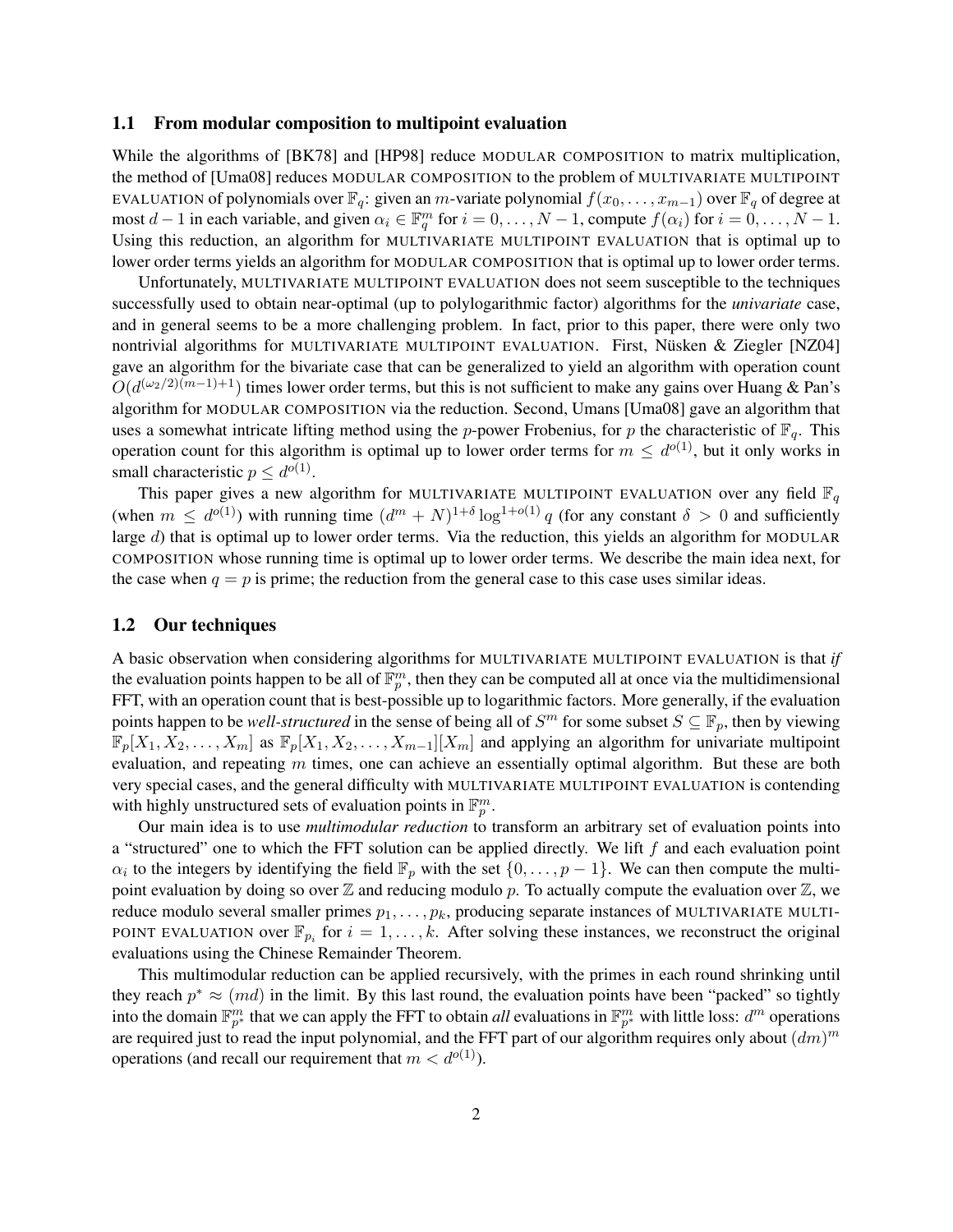### 1.1 From modular composition to multipoint evaluation

While the algorithms of [BK78] and [HP98] reduce MODULAR COMPOSITION to matrix multiplication, the method of [Uma08] reduces MODULAR COMPOSITION to the problem of MULTIVARIATE MULTIPOINT EVALUATION of polynomials over $\mathbb{F}_q$: given an $m$-variate polynomial $f(x_0, \ldots, x_{m-1})$ over $\mathbb{F}_q$ of degree at most $d-1$ in each variable, and given $\alpha_i \in \mathbb{F}_q^m$ for $i = 0, \ldots, N-1$, compute $f(\alpha_i)$ for $i = 0, \ldots, N-1$. Using this reduction, an algorithm for MULTIVARIATE MULTIPOINT EVALUATION that is optimal up to lower order terms yields an algorithm for MODULAR COMPOSITION that is optimal up to lower order terms.

Unfortunately, MULTIVARIATE MULTIPOINT EVALUATION does not seem susceptible to the techniques successfully used to obtain near-optimal (up to polylogarithmic factor) algorithms for the *univariate* case, and in general seems to be a more challenging problem. In fact, prior to this paper, there were only two nontrivial algorithms for MULTIVARIATE MULTIPOINT EVALUATION. First, Nüsken & Ziegler [NZ04] gave an algorithm for the bivariate case that can be generalized to yield an algorithm with operation count $O(d^{(\omega_2/2)(m-1)+1})$ times lower order terms, but this is not sufficient to make any gains over Huang & Pan's algorithm for MODULAR COMPOSITION via the reduction. Second, Umans [Uma08] gave an algorithm that uses a somewhat intricate lifting method using the $p$-power Frobenius, for $p$ the characteristic of $\mathbb{F}_q$. This operation count for this algorithm is optimal up to lower order terms for $m \leq d^{o(1)}$, but it only works in small characteristic $p \leq d^{o(1)}$.

This paper gives a new algorithm for MULTIVARIATE MULTIPOINT EVALUATION over any field $\mathbb{F}_q$ (when $m \leq d^{o(1)}$) with running time $(d^m + N)^{1+\delta} \log^{1+o(1)} q$ (for any constant $\delta > 0$ and sufficiently large $d$) that is optimal up to lower order terms. Via the reduction, this yields an algorithm for MODULAR COMPOSITION whose running time is optimal up to lower order terms. We describe the main idea next, for the case when $q = p$ is prime; the reduction from the general case to this case uses similar ideas.

### 1.2 Our techniques

A basic observation when considering algorithms for MULTIVARIATE MULTIPOINT EVALUATION is that *if* the evaluation points happen to be all of $\mathbb{F}_p^m$, then they can be computed all at once via the multidimensional FFT, with an operation count that is best-possible up to logarithmic factors. More generally, if the evaluation points happen to be *well-structured* in the sense of being all of $S^m$ for some subset $S \subseteq \mathbb{F}_p$, then by viewing $\mathbb{F}_p[X_1, X_2, \ldots, X_m]$ as $\mathbb{F}_p[X_1, X_2, \ldots, X_{m-1}][X_m]$ and applying an algorithm for univariate multipoint evaluation, and repeating $m$ times, one can achieve an essentially optimal algorithm. But these are both very special cases, and the general difficulty with MULTIVARIATE MULTIPOINT EVALUATION is contending with highly unstructured sets of evaluation points in $\mathbb{F}_p^m$.

Our main idea is to use *multimodular reduction* to transform an arbitrary set of evaluation points into a "structured" one to which the FFT solution can be applied directly. We lift $f$ and each evaluation point $\alpha_i$ to the integers by identifying the field $\mathbb{F}_p$ with the set $\{0, \ldots, p-1\}$. We can then compute the multipoint evaluation by doing so over $\mathbb{Z}$ and reducing modulo $p$. To actually compute the evaluation over $\mathbb{Z}$, we reduce modulo several smaller primes $p_1, \ldots, p_k$, producing separate instances of MULTIVARIATE MULTIPOINT EVALUATION over $\mathbb{F}_{p_i}$ for $i = 1, \ldots, k$. After solving these instances, we reconstruct the original evaluations using the Chinese Remainder Theorem.

This multimodular reduction can be applied recursively, with the primes in each round shrinking until they reach $p^* \approx (md)$ in the limit. By this last round, the evaluation points have been "packed" so tightly into the domain $\mathbb{F}_{p^*}^m$ that we can apply the FFT to obtain *all* evaluations in $\mathbb{F}_{p^*}^m$ with little loss: $d^m$ operations are required just to read the input polynomial, and the FFT part of our algorithm requires only about $(dm)^m$ operations (and recall our requirement that $m < d^{o(1)}$).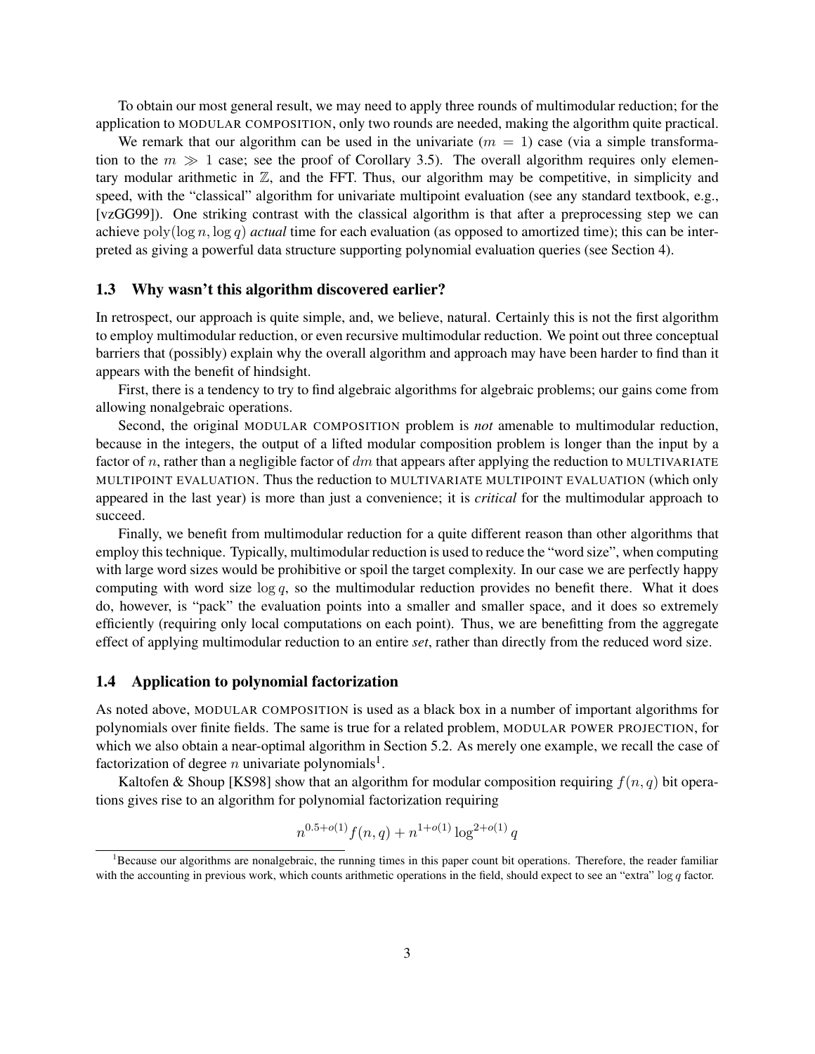To obtain our most general result, we may need to apply three rounds of multimodular reduction; for the application to MODULAR COMPOSITION, only two rounds are needed, making the algorithm quite practical.

We remark that our algorithm can be used in the univariate ($m = 1$) case (via a simple transformation to the $m \gg 1$ case; see the proof of Corollary 3.5). The overall algorithm requires only elementary modular arithmetic in $\mathbb{Z}$, and the FFT. Thus, our algorithm may be competitive, in simplicity and speed, with the "classical" algorithm for univariate multipoint evaluation (see any standard textbook, e.g., [vzGG99]). One striking contrast with the classical algorithm is that after a preprocessing step we can achieve $\text{poly}(\log n, \log q)$ *actual* time for each evaluation (as opposed to amortized time); this can be interpreted as giving a powerful data structure supporting polynomial evaluation queries (see Section 4).

### 1.3 Why wasn't this algorithm discovered earlier?

In retrospect, our approach is quite simple, and, we believe, natural. Certainly this is not the first algorithm to employ multimodular reduction, or even recursive multimodular reduction. We point out three conceptual barriers that (possibly) explain why the overall algorithm and approach may have been harder to find than it appears with the benefit of hindsight.

First, there is a tendency to try to find algebraic algorithms for algebraic problems; our gains come from allowing nonalgebraic operations.

Second, the original MODULAR COMPOSITION problem is *not* amenable to multimodular reduction, because in the integers, the output of a lifted modular composition problem is longer than the input by a factor of $n$, rather than a negligible factor of $dm$ that appears after applying the reduction to MULTIVARIATE MULTIPOINT EVALUATION. Thus the reduction to MULTIVARIATE MULTIPOINT EVALUATION (which only appeared in the last year) is more than just a convenience; it is *critical* for the multimodular approach to succeed.

Finally, we benefit from multimodular reduction for a quite different reason than other algorithms that employ this technique. Typically, multimodular reduction is used to reduce the "word size", when computing with large word sizes would be prohibitive or spoil the target complexity. In our case we are perfectly happy computing with word size $\log q$, so the multimodular reduction provides no benefit there. What it does do, however, is "pack" the evaluation points into a smaller and smaller space, and it does so extremely efficiently (requiring only local computations on each point). Thus, we are benefitting from the aggregate effect of applying multimodular reduction to an entire *set*, rather than directly from the reduced word size.

### 1.4 Application to polynomial factorization

As noted above, MODULAR COMPOSITION is used as a black box in a number of important algorithms for polynomials over finite fields. The same is true for a related problem, MODULAR POWER PROJECTION, for which we also obtain a near-optimal algorithm in Section 5.2. As merely one example, we recall the case of factorization of degree $n$ univariate polynomials[1].

Kaltofen & Shoup [KS98] show that an algorithm for modular composition requiring $f(n, q)$ bit operations gives rise to an algorithm for polynomial factorization requiring

$$n^{0.5+o(1)} f(n, q) + n^{1+o(1)} \log^{2+o(1)} q$$

[1]Because our algorithms are nonalgebraic, the running times in this paper count bit operations. Therefore, the reader familiar with the accounting in previous work, which counts arithmetic operations in the field, should expect to see an "extra" $\log q$ factor.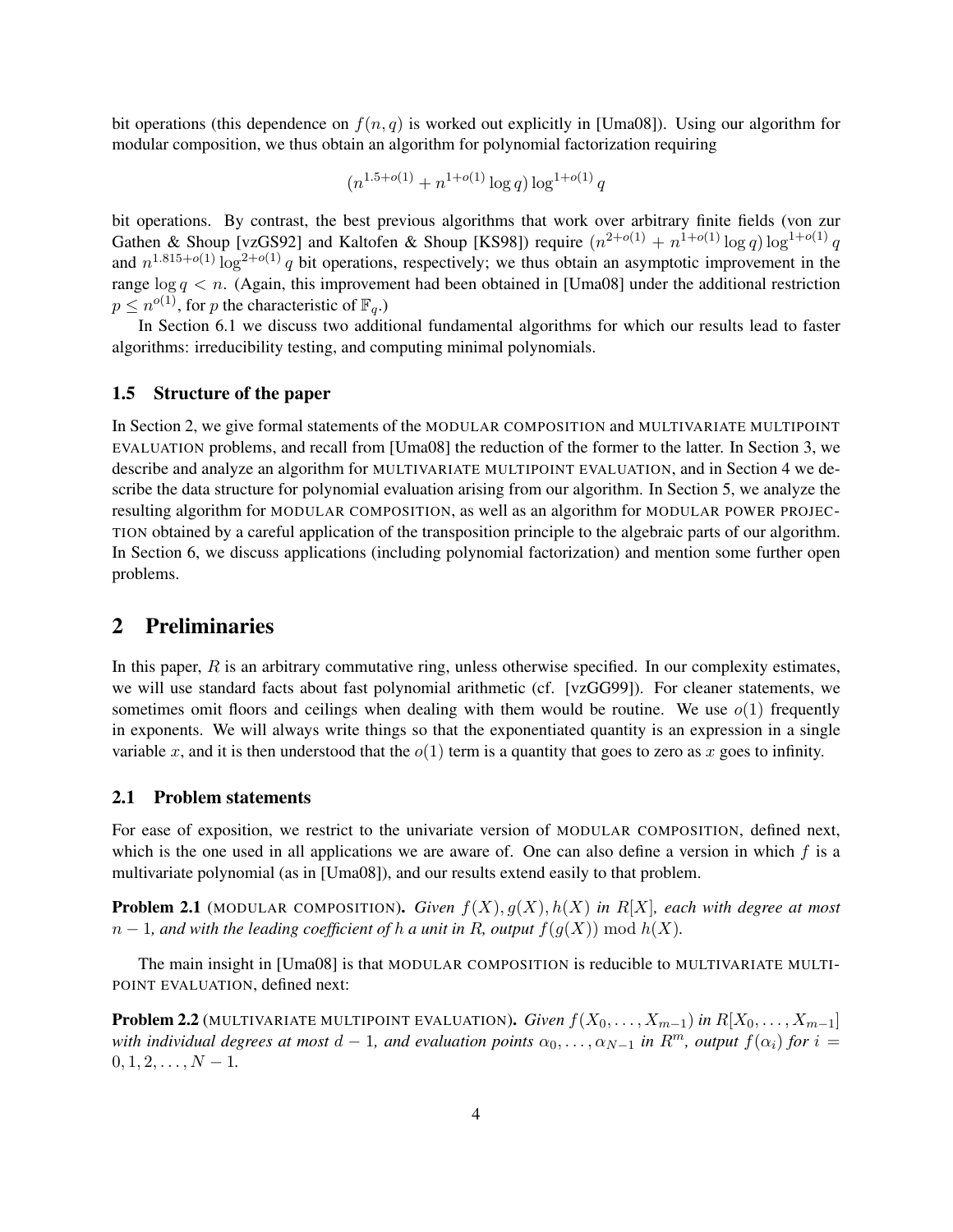bit operations (this dependence on $f(n, q)$ is worked out explicitly in [Uma08]). Using our algorithm for modular composition, we thus obtain an algorithm for polynomial factorization requiring

$$(n^{1.5+o(1)} + n^{1+o(1)} \log q) \log^{1+o(1)} q$$

bit operations. By contrast, the best previous algorithms that work over arbitrary finite fields (von zur Gathen & Shoup [vzGS92] and Kaltofen & Shoup [KS98]) require $(n^{2+o(1)} + n^{1+o(1)} \log q) \log^{1+o(1)} q$ and $n^{1.815+o(1)} \log^{2+o(1)} q$ bit operations, respectively; we thus obtain an asymptotic improvement in the range $\log q < n$. (Again, this improvement had been obtained in [Uma08] under the additional restriction $p \leq n^{o(1)}$, for $p$ the characteristic of $\mathbb{F}_q$.)

In Section 6.1 we discuss two additional fundamental algorithms for which our results lead to faster algorithms: irreducibility testing, and computing minimal polynomials.

### 1.5 Structure of the paper

In Section 2, we give formal statements of the MODULAR COMPOSITION and MULTIVARIATE MULTIPOINT EVALUATION problems, and recall from [Uma08] the reduction of the former to the latter. In Section 3, we describe and analyze an algorithm for MULTIVARIATE MULTIPOINT EVALUATION, and in Section 4 we describe the data structure for polynomial evaluation arising from our algorithm. In Section 5, we analyze the resulting algorithm for MODULAR COMPOSITION, as well as an algorithm for MODULAR POWER PROJECTION obtained by a careful application of the transposition principle to the algebraic parts of our algorithm. In Section 6, we discuss applications (including polynomial factorization) and mention some further open problems.

## 2 Preliminaries

In this paper, $R$ is an arbitrary commutative ring, unless otherwise specified. In our complexity estimates, we will use standard facts about fast polynomial arithmetic (cf. [vzGG99]). For cleaner statements, we sometimes omit floors and ceilings when dealing with them would be routine. We use $o(1)$ frequently in exponents. We will always write things so that the exponentiated quantity is an expression in a single variable $x$, and it is then understood that the $o(1)$ term is a quantity that goes to zero as $x$ goes to infinity.

### 2.1 Problem statements

For ease of exposition, we restrict to the univariate version of MODULAR COMPOSITION, defined next, which is the one used in all applications we are aware of. One can also define a version in which $f$ is a multivariate polynomial (as in [Uma08]), and our results extend easily to that problem.

**Problem 2.1** (MODULAR COMPOSITION). *Given $f(X), g(X), h(X)$ in $R[X]$, each with degree at most $n-1$, and with the leading coefficient of $h$ a unit in $R$, output $f(g(X)) \bmod h(X)$.*

The main insight in [Uma08] is that MODULAR COMPOSITION is reducible to MULTIVARIATE MULTIPOINT EVALUATION, defined next:

**Problem 2.2** (MULTIVARIATE MULTIPOINT EVALUATION). *Given $f(X_0, \ldots, X_{m-1})$ in $R[X_0, \ldots, X_{m-1}]$ with individual degrees at most $d-1$, and evaluation points $\alpha_0, \ldots, \alpha_{N-1}$ in $R^m$, output $f(\alpha_i)$ for $i = 0, 1, 2, \ldots, N-1$.*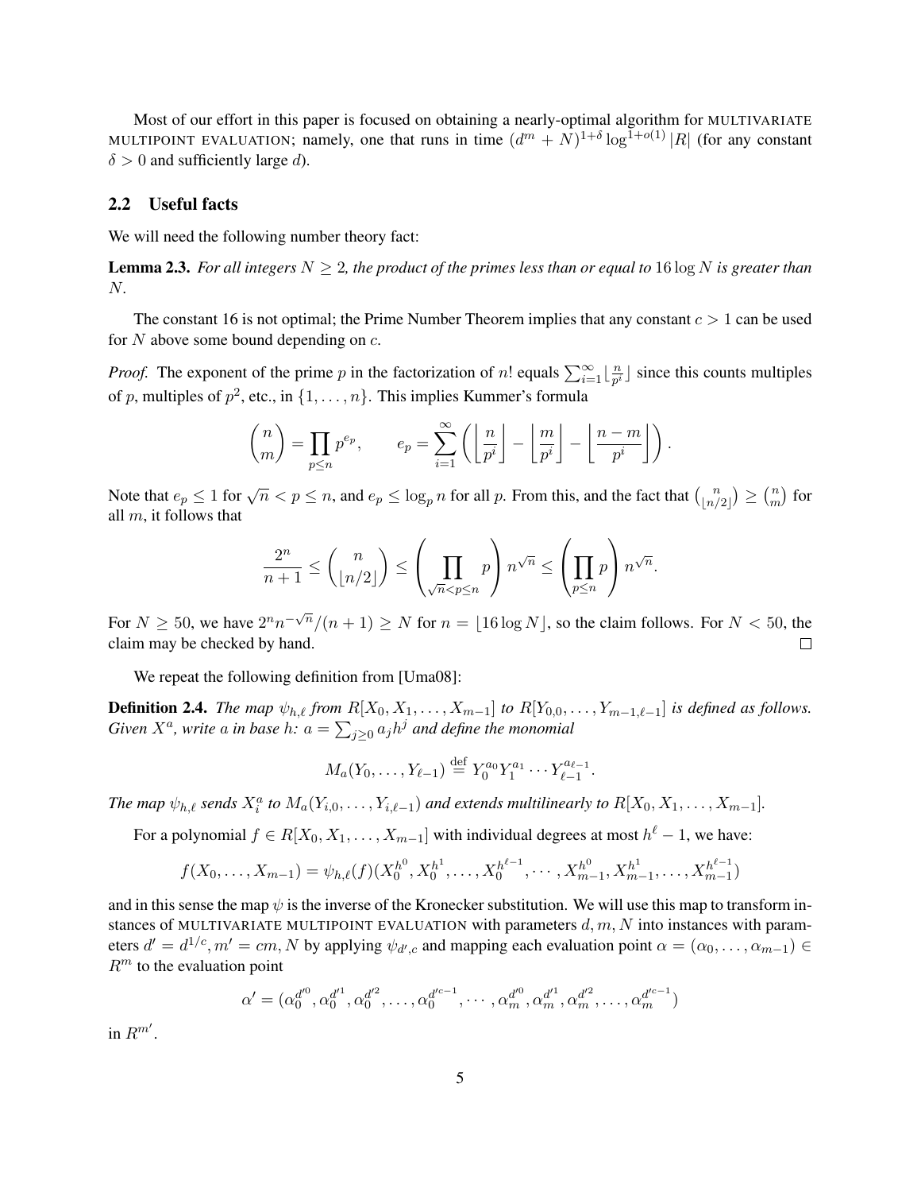Most of our effort in this paper is focused on obtaining a nearly-optimal algorithm for MULTIVARIATE MULTIPOINT EVALUATION; namely, one that runs in time $(d^m + N)^{1+\delta} \log^{1+o(1)} |R|$ (for any constant $\delta > 0$ and sufficiently large $d$).

## 2.2 Useful facts

We will need the following number theory fact:

**Lemma 2.3.** *For all integers $N \geq 2$, the product of the primes less than or equal to $16 \log N$ is greater than $N$.*

The constant 16 is not optimal; the Prime Number Theorem implies that any constant $c > 1$ can be used for $N$ above some bound depending on $c$.

*Proof.* The exponent of the prime $p$ in the factorization of $n!$ equals $\sum_{i=1}^{\infty} \lfloor \frac{n}{p^i} \rfloor$ since this counts multiples of $p$, multiples of $p^2$, etc., in $\{1, \ldots, n\}$. This implies Kummer's formula

$$\binom{n}{m} = \prod_{p \leq n} p^{e_p}, \qquad e_p = \sum_{i=1}^{\infty} \left( \left\lfloor \frac{n}{p^i} \right\rfloor - \left\lfloor \frac{m}{p^i} \right\rfloor - \left\lfloor \frac{n-m}{p^i} \right\rfloor \right).$$

Note that $e_p \leq 1$ for $\sqrt{n} < p \leq n$, and $e_p \leq \log_p n$ for all $p$. From this, and the fact that $\binom{n}{\lfloor n/2 \rfloor} \geq \binom{n}{m}$ for all $m$, it follows that

$$\frac{2^n}{n+1} \leq \binom{n}{\lfloor n/2 \rfloor} \leq \left( \prod_{\sqrt{n} < p \leq n} p \right) n^{\sqrt{n}} \leq \left( \prod_{p \leq n} p \right) n^{\sqrt{n}}.$$

For $N \geq 50$, we have $2^n n^{-\sqrt{n}}/(n+1) \geq N$ for $n = \lfloor 16 \log N \rfloor$, so the claim follows. For $N < 50$, the claim may be checked by hand. $\square$

We repeat the following definition from [Uma08]:

**Definition 2.4.** *The map $\psi_{h,\ell}$ from $R[X_0, X_1, \ldots, X_{m-1}]$ to $R[Y_{0,0}, \ldots, Y_{m-1,\ell-1}]$ is defined as follows. Given $X^a$, write $a$ in base $h$: $a = \sum_{j \geq 0} a_j h^j$ and define the monomial*

$$M_a(Y_0, \ldots, Y_{\ell-1}) \stackrel{\text{def}}{=} Y_0^{a_0} Y_1^{a_1} \cdots Y_{\ell-1}^{a_{\ell-1}}.$$

*The map $\psi_{h,\ell}$ sends $X_i^a$ to $M_a(Y_{i,0}, \ldots, Y_{i,\ell-1})$ and extends multilinearly to $R[X_0, X_1, \ldots, X_{m-1}]$.*

For a polynomial $f \in R[X_0, X_1, \ldots, X_{m-1}]$ with individual degrees at most $h^\ell - 1$, we have:

$$f(X_0, \ldots, X_{m-1}) = \psi_{h,\ell}(f)(X_0^{h^0}, X_0^{h^1}, \ldots, X_0^{h^{\ell-1}}, \cdots, X_{m-1}^{h^0}, X_{m-1}^{h^1}, \ldots, X_{m-1}^{h^{\ell-1}})$$

and in this sense the map $\psi$ is the inverse of the Kronecker substitution. We will use this map to transform instances of MULTIVARIATE MULTIPOINT EVALUATION with parameters $d, m, N$ into instances with parameters $d' = d^{1/c}, m' = cm, N$ by applying $\psi_{d',c}$ and mapping each evaluation point $\alpha = (\alpha_0, \ldots, \alpha_{m-1}) \in R^m$ to the evaluation point

$$\alpha' = (\alpha_0^{d'^0}, \alpha_0^{d'^1}, \alpha_0^{d'^2}, \ldots, \alpha_0^{d'^{c-1}}, \cdots, \alpha_m^{d'^0}, \alpha_m^{d'^1}, \alpha_m^{d'^2}, \ldots, \alpha_m^{d'^{c-1}})$$

in $R^{m'}$.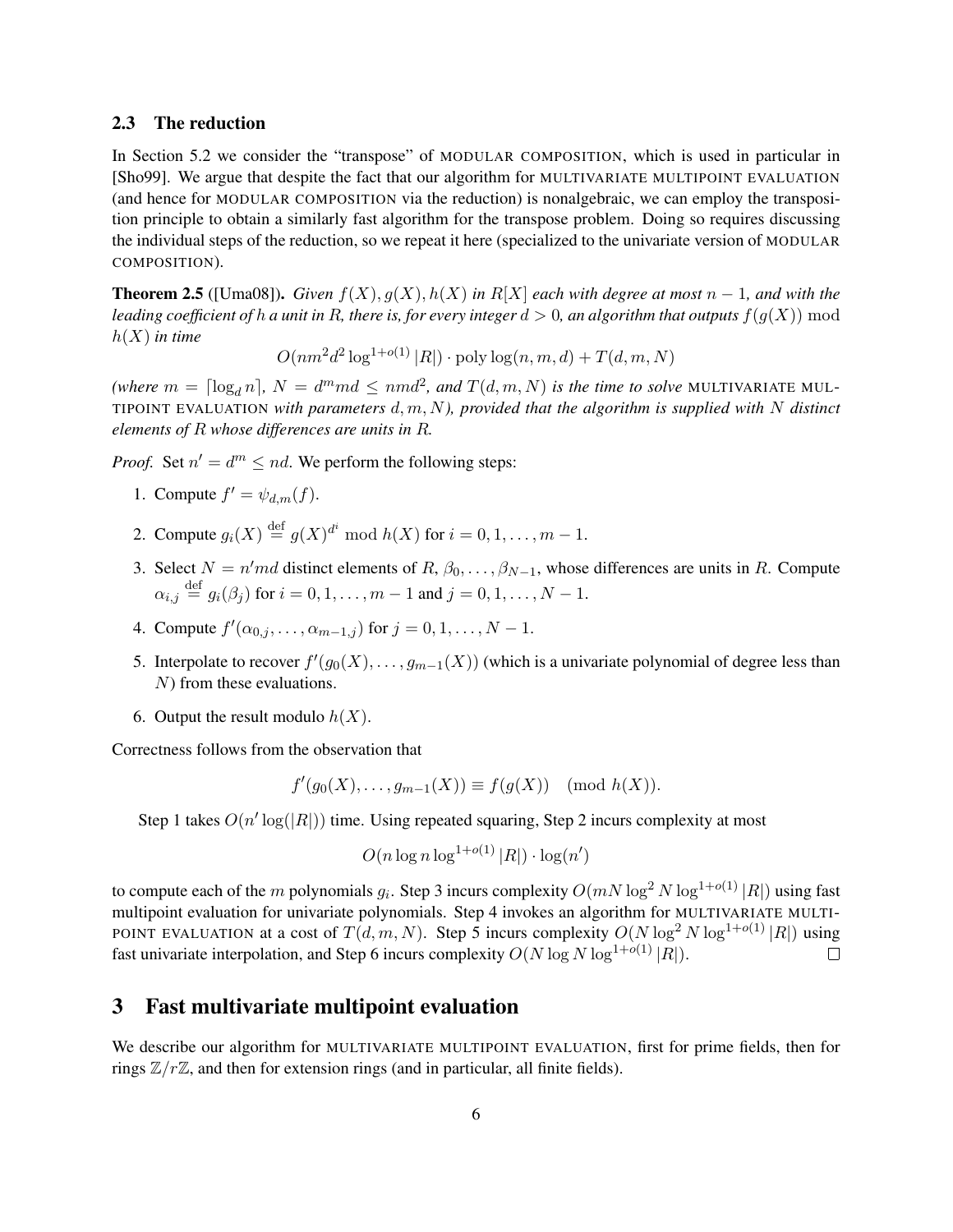## 2.3 The reduction

In Section 5.2 we consider the "transpose" of MODULAR COMPOSITION, which is used in particular in [Sho99]. We argue that despite the fact that our algorithm for MULTIVARIATE MULTIPOINT EVALUATION (and hence for MODULAR COMPOSITION via the reduction) is nonalgebraic, we can employ the transposition principle to obtain a similarly fast algorithm for the transpose problem. Doing so requires discussing the individual steps of the reduction, so we repeat it here (specialized to the univariate version of MODULAR COMPOSITION).

**Theorem 2.5** ([Uma08]). *Given $f(X), g(X), h(X)$ in $R[X]$ each with degree at most $n-1$, and with the leading coefficient of $h$ a unit in $R$, there is, for every integer $d > 0$, an algorithm that outputs $f(g(X)) \bmod h(X)$ in time*

$$O(nm^2d^2 \log^{1+o(1)} |R|) \cdot \operatorname{poly}\log(n, m, d) + T(d, m, N)$$

*(where $m = \lceil \log_d n \rceil$, $N = d^m md \le nmd^2$, and $T(d, m, N)$ is the time to solve* MULTIVARIATE MULTIPOINT EVALUATION *with parameters $d, m, N$), provided that the algorithm is supplied with $N$ distinct elements of $R$ whose differences are units in $R$.*

*Proof.* Set $n' = d^m \le nd$. We perform the following steps:

1. Compute $f' = \psi_{d,m}(f)$.
2. Compute $g_i(X) \stackrel{\text{def}}{=} g(X)^{d^i} \bmod h(X)$ for $i = 0, 1, \ldots, m-1$.
3. Select $N = n'md$ distinct elements of $R$, $\beta_0, \ldots, \beta_{N-1}$, whose differences are units in $R$. Compute $\alpha_{i,j} \stackrel{\text{def}}{=} g_i(\beta_j)$ for $i = 0, 1, \ldots, m-1$ and $j = 0, 1, \ldots, N-1$.
4. Compute $f'(\alpha_{0,j}, \ldots, \alpha_{m-1,j})$ for $j = 0, 1, \ldots, N-1$.
5. Interpolate to recover $f'(g_0(X), \ldots, g_{m-1}(X))$ (which is a univariate polynomial of degree less than $N$) from these evaluations.
6. Output the result modulo $h(X)$.

Correctness follows from the observation that

$$f'(g_0(X), \ldots, g_{m-1}(X)) \equiv f(g(X)) \pmod{h(X)}.$$

Step 1 takes $O(n' \log(|R|))$ time. Using repeated squaring, Step 2 incurs complexity at most

$$O(n \log n \log^{1+o(1)} |R|) \cdot \log(n')$$

to compute each of the $m$ polynomials $g_i$. Step 3 incurs complexity $O(mN \log^2 N \log^{1+o(1)} |R|)$ using fast multipoint evaluation for univariate polynomials. Step 4 invokes an algorithm for MULTIVARIATE MULTIPOINT EVALUATION at a cost of $T(d, m, N)$. Step 5 incurs complexity $O(N \log^2 N \log^{1+o(1)} |R|)$ using fast univariate interpolation, and Step 6 incurs complexity $O(N \log N \log^{1+o(1)} |R|)$. □

# 3 Fast multivariate multipoint evaluation

We describe our algorithm for MULTIVARIATE MULTIPOINT EVALUATION, first for prime fields, then for rings $\mathbb{Z}/r\mathbb{Z}$, and then for extension rings (and in particular, all finite fields).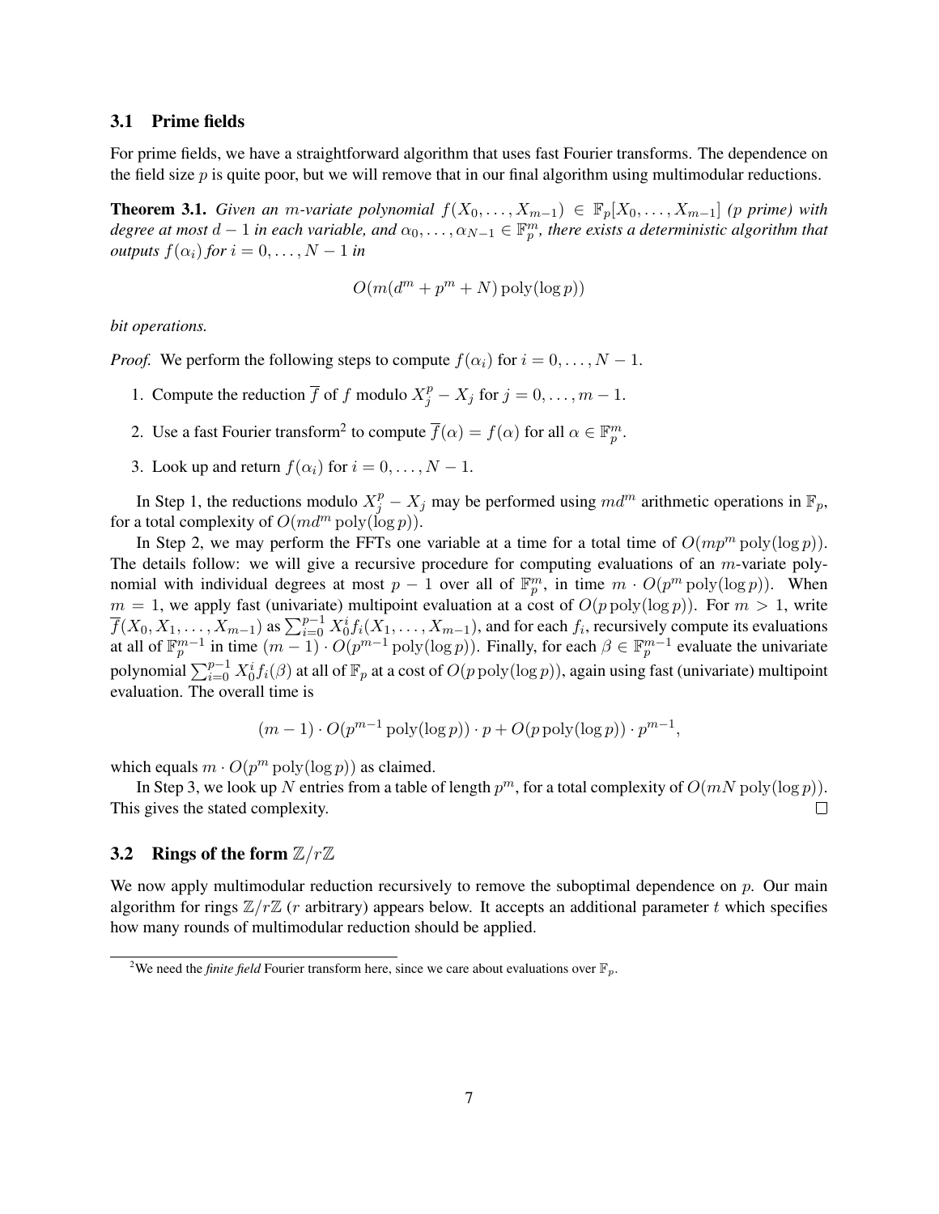### 3.1 Prime fields

For prime fields, we have a straightforward algorithm that uses fast Fourier transforms. The dependence on the field size $p$ is quite poor, but we will remove that in our final algorithm using multimodular reductions.

**Theorem 3.1.** *Given an $m$-variate polynomial $f(X_0, \ldots, X_{m-1}) \in \mathbb{F}_p[X_0, \ldots, X_{m-1}]$ ($p$ prime) with degree at most $d-1$ in each variable, and $\alpha_0, \ldots, \alpha_{N-1} \in \mathbb{F}_p^m$, there exists a deterministic algorithm that outputs $f(\alpha_i)$ for $i = 0, \ldots, N-1$ in*

$$O(m(d^m + p^m + N)\operatorname{poly}(\log p))$$

*bit operations.*

*Proof.* We perform the following steps to compute $f(\alpha_i)$ for $i = 0, \ldots, N-1$.

1. Compute the reduction $\overline{f}$ of $f$ modulo $X_j^p - X_j$ for $j = 0, \ldots, m-1$.
2. Use a fast Fourier transform[2] to compute $\overline{f}(\alpha) = f(\alpha)$ for all $\alpha \in \mathbb{F}_p^m$.
3. Look up and return $f(\alpha_i)$ for $i = 0, \ldots, N-1$.

In Step 1, the reductions modulo $X_j^p - X_j$ may be performed using $md^m$ arithmetic operations in $\mathbb{F}_p$, for a total complexity of $O(md^m \operatorname{poly}(\log p))$.

In Step 2, we may perform the FFTs one variable at a time for a total time of $O(mp^m \operatorname{poly}(\log p))$. The details follow: we will give a recursive procedure for computing evaluations of an $m$-variate polynomial with individual degrees at most $p-1$ over all of $\mathbb{F}_p^m$, in time $m \cdot O(p^m \operatorname{poly}(\log p))$. When $m = 1$, we apply fast (univariate) multipoint evaluation at a cost of $O(p \operatorname{poly}(\log p))$. For $m > 1$, write $\overline{f}(X_0, X_1, \ldots, X_{m-1})$ as $\sum_{i=0}^{p-1} X_0^i f_i(X_1, \ldots, X_{m-1})$, and for each $f_i$, recursively compute its evaluations at all of $\mathbb{F}_p^{m-1}$ in time $(m-1) \cdot O(p^{m-1} \operatorname{poly}(\log p))$. Finally, for each $\beta \in \mathbb{F}_p^{m-1}$ evaluate the univariate polynomial $\sum_{i=0}^{p-1} X_0^i f_i(\beta)$ at all of $\mathbb{F}_p$ at a cost of $O(p \operatorname{poly}(\log p))$, again using fast (univariate) multipoint evaluation. The overall time is

$$(m-1) \cdot O(p^{m-1} \operatorname{poly}(\log p)) \cdot p + O(p \operatorname{poly}(\log p)) \cdot p^{m-1},$$

which equals $m \cdot O(p^m \operatorname{poly}(\log p))$ as claimed.

In Step 3, we look up $N$ entries from a table of length $p^m$, for a total complexity of $O(mN \operatorname{poly}(\log p))$. This gives the stated complexity. $\square$

### 3.2 Rings of the form $\mathbb{Z}/r\mathbb{Z}$

We now apply multimodular reduction recursively to remove the suboptimal dependence on $p$. Our main algorithm for rings $\mathbb{Z}/r\mathbb{Z}$ ($r$ arbitrary) appears below. It accepts an additional parameter $t$ which specifies how many rounds of multimodular reduction should be applied.

[2] We need the *finite field* Fourier transform here, since we care about evaluations over $\mathbb{F}_p$.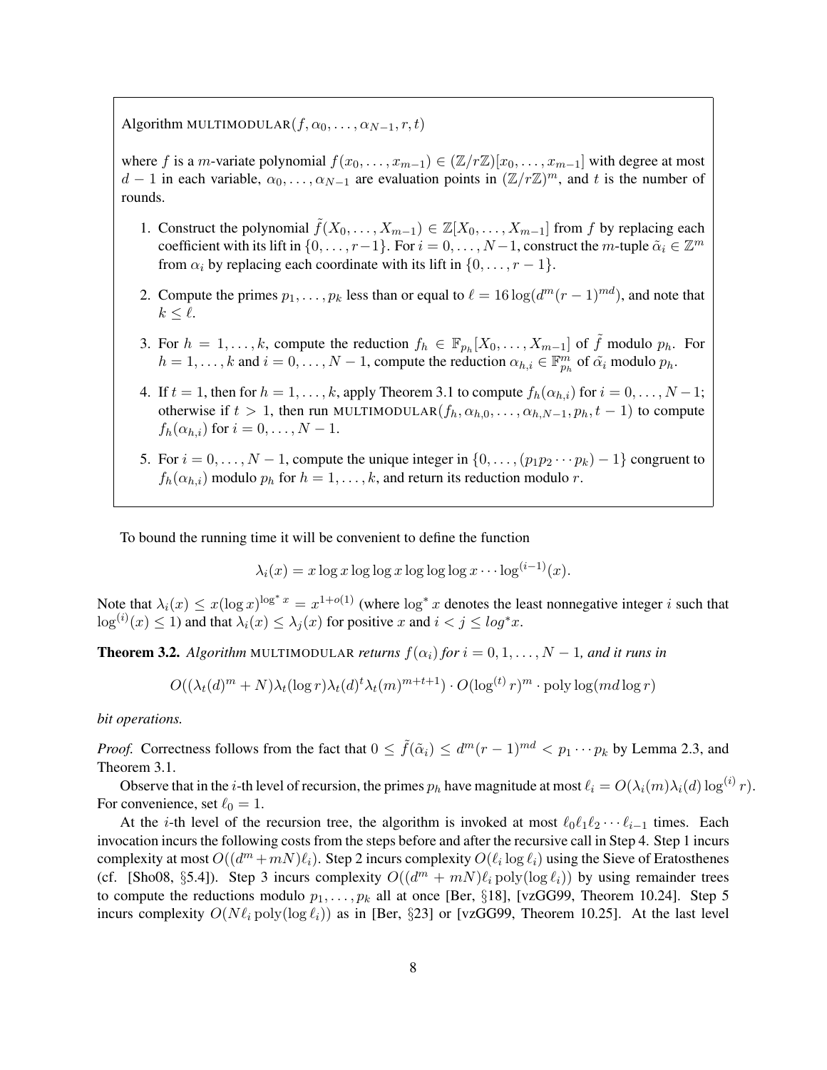Algorithm MULTIMODULAR$(f, \alpha_0, \ldots, \alpha_{N-1}, r, t)$

where $f$ is a $m$-variate polynomial $f(x_0, \ldots, x_{m-1}) \in (\mathbb{Z}/r\mathbb{Z})[x_0, \ldots, x_{m-1}]$ with degree at most $d-1$ in each variable, $\alpha_0, \ldots, \alpha_{N-1}$ are evaluation points in $(\mathbb{Z}/r\mathbb{Z})^m$, and $t$ is the number of rounds.

1. Construct the polynomial $\tilde{f}(X_0, \ldots, X_{m-1}) \in \mathbb{Z}[X_0, \ldots, X_{m-1}]$ from $f$ by replacing each coefficient with its lift in $\{0, \ldots, r-1\}$. For $i = 0, \ldots, N-1$, construct the $m$-tuple $\tilde{\alpha}_i \in \mathbb{Z}^m$ from $\alpha_i$ by replacing each coordinate with its lift in $\{0, \ldots, r-1\}$.
2. Compute the primes $p_1, \ldots, p_k$ less than or equal to $\ell = 16 \log(d^m (r-1)^{md})$, and note that $k \leq \ell$.
3. For $h = 1, \ldots, k$, compute the reduction $f_h \in \mathbb{F}_{p_h}[X_0, \ldots, X_{m-1}]$ of $\tilde{f}$ modulo $p_h$. For $h = 1, \ldots, k$ and $i = 0, \ldots, N-1$, compute the reduction $\alpha_{h,i} \in \mathbb{F}_{p_h}^m$ of $\tilde{\alpha}_i$ modulo $p_h$.
4. If $t = 1$, then for $h = 1, \ldots, k$, apply Theorem 3.1 to compute $f_h(\alpha_{h,i})$ for $i = 0, \ldots, N-1$; otherwise if $t > 1$, then run MULTIMODULAR$(f_h, \alpha_{h,0}, \ldots, \alpha_{h,N-1}, p_h, t-1)$ to compute $f_h(\alpha_{h,i})$ for $i = 0, \ldots, N-1$.
5. For $i = 0, \ldots, N-1$, compute the unique integer in $\{0, \ldots, (p_1 p_2 \cdots p_k) - 1\}$ congruent to $f_h(\alpha_{h,i})$ modulo $p_h$ for $h = 1, \ldots, k$, and return its reduction modulo $r$.

To bound the running time it will be convenient to define the function

$$\lambda_i(x) = x \log x \log \log x \log \log \log x \cdots \log^{(i-1)}(x).$$

Note that $\lambda_i(x) \leq x (\log x)^{\log^* x} = x^{1+o(1)}$ (where $\log^* x$ denotes the least nonnegative integer $i$ such that $\log^{(i)}(x) \leq 1$) and that $\lambda_i(x) \leq \lambda_j(x)$ for positive $x$ and $i < j \leq log^* x$.

**Theorem 3.2.** *Algorithm* MULTIMODULAR *returns* $f(\alpha_i)$ *for* $i = 0, 1, \ldots, N-1$*, and it runs in*

$$O((\lambda_t(d)^m + N)\lambda_t(\log r)\lambda_t(d)^t \lambda_t(m)^{m+t+1}) \cdot O(\log^{(t)} r)^m \cdot \operatorname{poly}\log(md \log r)$$

*bit operations.*

*Proof.* Correctness follows from the fact that $0 \leq \tilde{f}(\tilde{\alpha}_i) \leq d^m (r-1)^{md} < p_1 \cdots p_k$ by Lemma 2.3, and Theorem 3.1.

Observe that in the $i$-th level of recursion, the primes $p_h$ have magnitude at most $\ell_i = O(\lambda_i(m)\lambda_i(d) \log^{(i)} r)$. For convenience, set $\ell_0 = 1$.

At the $i$-th level of the recursion tree, the algorithm is invoked at most $\ell_0 \ell_1 \ell_2 \cdots \ell_{i-1}$ times. Each invocation incurs the following costs from the steps before and after the recursive call in Step 4. Step 1 incurs complexity at most $O((d^m + mN)\ell_i)$. Step 2 incurs complexity $O(\ell_i \log \ell_i)$ using the Sieve of Eratosthenes (cf. [Sho08, §5.4]). Step 3 incurs complexity $O((d^m + mN)\ell_i \operatorname{poly}(\log \ell_i))$ by using remainder trees to compute the reductions modulo $p_1, \ldots, p_k$ all at once [Ber, §18], [vzGG99, Theorem 10.24]. Step 5 incurs complexity $O(N \ell_i \operatorname{poly}(\log \ell_i))$ as in [Ber, §23] or [vzGG99, Theorem 10.25]. At the last level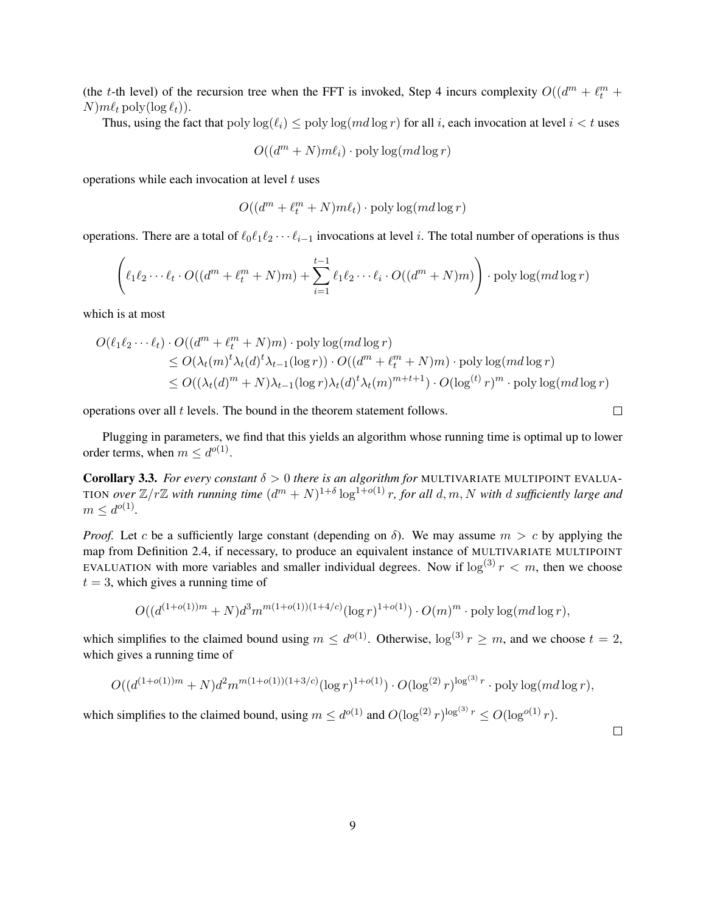(the $t$-th level) of the recursion tree when the FFT is invoked, Step 4 incurs complexity $O((d^m + \ell_t^m + N)m\ell_t \operatorname{poly}(\log \ell_t))$.

Thus, using the fact that $\operatorname{poly}\log(\ell_i) \le \operatorname{poly}\log(md\log r)$ for all $i$, each invocation at level $i < t$ uses

$$O((d^m + N)m\ell_i) \cdot \operatorname{poly}\log(md\log r)$$

operations while each invocation at level $t$ uses

$$O((d^m + \ell_t^m + N)m\ell_t) \cdot \operatorname{poly}\log(md\log r)$$

operations. There are a total of $\ell_0\ell_1\ell_2\cdots\ell_{i-1}$ invocations at level $i$. The total number of operations is thus

$$\left(\ell_1\ell_2\cdots\ell_t \cdot O((d^m + \ell_t^m + N)m) + \sum_{i=1}^{t-1} \ell_1\ell_2\cdots\ell_i \cdot O((d^m + N)m)\right) \cdot \operatorname{poly}\log(md\log r)$$

which is at most

$$\begin{aligned}
O(\ell_1\ell_2\cdots\ell_t) &\cdot O((d^m + \ell_t^m + N)m) \cdot \operatorname{poly}\log(md\log r) \\
&\le O(\lambda_t(m)^t\lambda_t(d)^t\lambda_{t-1}(\log r)) \cdot O((d^m + \ell_t^m + N)m) \cdot \operatorname{poly}\log(md\log r) \\
&\le O((\lambda_t(d)^m + N)\lambda_{t-1}(\log r)\lambda_t(d)^t\lambda_t(m)^{m+t+1}) \cdot O(\log^{(t)} r)^m \cdot \operatorname{poly}\log(md\log r)
\end{aligned}$$

operations over all $t$ levels. The bound in the theorem statement follows. $\square$

Plugging in parameters, we find that this yields an algorithm whose running time is optimal up to lower order terms, when $m \le d^{o(1)}$.

**Corollary 3.3.** *For every constant $\delta > 0$ there is an algorithm for* MULTIVARIATE MULTIPOINT EVALUATION *over $\mathbb{Z}/r\mathbb{Z}$ with running time $(d^m + N)^{1+\delta}\log^{1+o(1)} r$, for all $d, m, N$ with $d$ sufficiently large and $m \le d^{o(1)}$.*

*Proof.* Let $c$ be a sufficiently large constant (depending on $\delta$). We may assume $m > c$ by applying the map from Definition 2.4, if necessary, to produce an equivalent instance of MULTIVARIATE MULTIPOINT EVALUATION with more variables and smaller individual degrees. Now if $\log^{(3)} r < m$, then we choose $t = 3$, which gives a running time of

$$O((d^{(1+o(1))m} + N)d^3 m^{m(1+o(1))(1+4/c)}(\log r)^{1+o(1)}) \cdot O(m)^m \cdot \operatorname{poly}\log(md\log r),$$

which simplifies to the claimed bound using $m \le d^{o(1)}$. Otherwise, $\log^{(3)} r \ge m$, and we choose $t = 2$, which gives a running time of

$$O((d^{(1+o(1))m} + N)d^2 m^{m(1+o(1))(1+3/c)}(\log r)^{1+o(1)}) \cdot O(\log^{(2)} r)^{\log^{(3)} r} \cdot \operatorname{poly}\log(md\log r),$$

which simplifies to the claimed bound, using $m \le d^{o(1)}$ and $O(\log^{(2)} r)^{\log^{(3)} r} \le O(\log^{o(1)} r)$. $\square$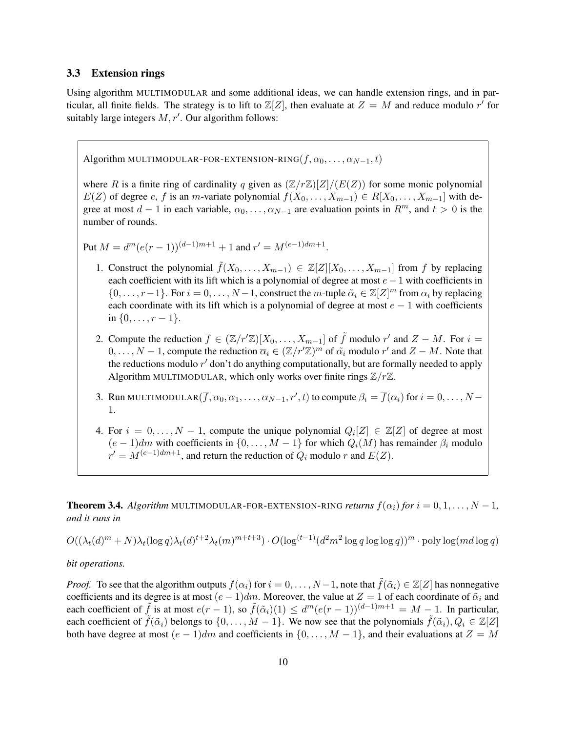### 3.3 Extension rings

Using algorithm MULTIMODULAR and some additional ideas, we can handle extension rings, and in particular, all finite fields. The strategy is to lift to $\mathbb{Z}[Z]$, then evaluate at $Z = M$ and reduce modulo $r'$ for suitably large integers $M, r'$. Our algorithm follows:

---

Algorithm MULTIMODULAR-FOR-EXTENSION-RING$(f, \alpha_0, \ldots, \alpha_{N-1}, t)$

where $R$ is a finite ring of cardinality $q$ given as $(\mathbb{Z}/r\mathbb{Z})[Z]/(E(Z))$ for some monic polynomial $E(Z)$ of degree $e$, $f$ is an $m$-variate polynomial $f(X_0, \ldots, X_{m-1}) \in R[X_0, \ldots, X_{m-1}]$ with degree at most $d-1$ in each variable, $\alpha_0, \ldots, \alpha_{N-1}$ are evaluation points in $R^m$, and $t > 0$ is the number of rounds.

Put $M = d^m(e(r-1))^{(d-1)m+1} + 1$ and $r' = M^{(e-1)dm+1}$.

1. Construct the polynomial $\tilde{f}(X_0, \ldots, X_{m-1}) \in \mathbb{Z}[Z][X_0, \ldots, X_{m-1}]$ from $f$ by replacing each coefficient with its lift which is a polynomial of degree at most $e-1$ with coefficients in $\{0, \ldots, r-1\}$. For $i = 0, \ldots, N-1$, construct the $m$-tuple $\tilde{\alpha}_i \in \mathbb{Z}[Z]^m$ from $\alpha_i$ by replacing each coordinate with its lift which is a polynomial of degree at most $e-1$ with coefficients in $\{0, \ldots, r-1\}$.
2. Compute the reduction $\overline{f} \in (\mathbb{Z}/r'\mathbb{Z})[X_0, \ldots, X_{m-1}]$ of $\tilde{f}$ modulo $r'$ and $Z - M$. For $i = 0, \ldots, N-1$, compute the reduction $\overline{\alpha}_i \in (\mathbb{Z}/r'\mathbb{Z})^m$ of $\tilde{\alpha}_i$ modulo $r'$ and $Z - M$. Note that the reductions modulo $r'$ don't do anything computationally, but are formally needed to apply Algorithm MULTIMODULAR, which only works over finite rings $\mathbb{Z}/r\mathbb{Z}$.
3. Run MULTIMODULAR$(\overline{f}, \overline{\alpha}_0, \overline{\alpha}_1, \ldots, \overline{\alpha}_{N-1}, r', t)$ to compute $\beta_i = \overline{f}(\overline{\alpha}_i)$ for $i = 0, \ldots, N-1$.
4. For $i = 0, \ldots, N-1$, compute the unique polynomial $Q_i[Z] \in \mathbb{Z}[Z]$ of degree at most $(e-1)dm$ with coefficients in $\{0, \ldots, M-1\}$ for which $Q_i(M)$ has remainder $\beta_i$ modulo $r' = M^{(e-1)dm+1}$, and return the reduction of $Q_i$ modulo $r$ and $E(Z)$.

---

**Theorem 3.4.** *Algorithm* MULTIMODULAR-FOR-EXTENSION-RING *returns $f(\alpha_i)$ for $i = 0, 1, \ldots, N-1$, and it runs in*

$$O((\lambda_t(d)^m + N)\lambda_t(\log q)\lambda_t(d)^{t+2}\lambda_t(m)^{m+t+3}) \cdot O(\log^{(t-1)}(d^2m^2 \log q \log\log q))^m \cdot \operatorname{poly}\log(md\log q)$$

*bit operations.*

*Proof.* To see that the algorithm outputs $f(\alpha_i)$ for $i = 0, \ldots, N-1$, note that $\tilde{f}(\tilde{\alpha}_i) \in \mathbb{Z}[Z]$ has nonnegative coefficients and its degree is at most $(e-1)dm$. Moreover, the value at $Z = 1$ of each coordinate of $\tilde{\alpha}_i$ and each coefficient of $\tilde{f}$ is at most $e(r-1)$, so $\tilde{f}(\tilde{\alpha}_i)(1) \leq d^m(e(r-1))^{(d-1)m+1} = M - 1$. In particular, each coefficient of $\tilde{f}(\tilde{\alpha}_i)$ belongs to $\{0, \ldots, M-1\}$. We now see that the polynomials $\tilde{f}(\tilde{\alpha}_i), Q_i \in \mathbb{Z}[Z]$ both have degree at most $(e-1)dm$ and coefficients in $\{0, \ldots, M-1\}$, and their evaluations at $Z = M$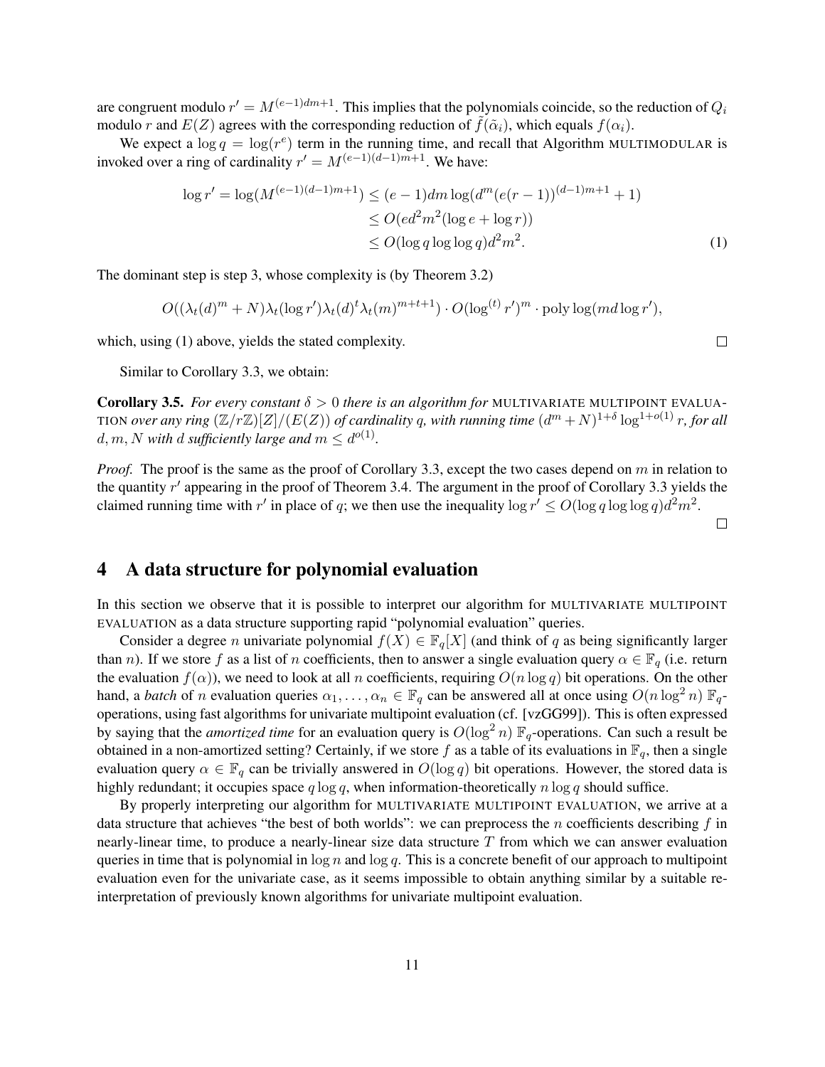are congruent modulo $r' = M^{(e-1)dm+1}$. This implies that the polynomials coincide, so the reduction of $Q_i$ modulo $r$ and $E(Z)$ agrees with the corresponding reduction of $\tilde{f}(\tilde{\alpha}_i)$, which equals $f(\alpha_i)$.

We expect a $\log q = \log(r^e)$ term in the running time, and recall that Algorithm MULTIMODULAR is invoked over a ring of cardinality $r' = M^{(e-1)(d-1)m+1}$. We have:

$$\begin{aligned}
\log r' = \log(M^{(e-1)(d-1)m+1}) &\leq (e-1)dm \log(d^m(e(r-1))^{(d-1)m+1} + 1) \\
&\leq O(ed^2m^2(\log e + \log r)) \\
&\leq O(\log q \log\log q)d^2m^2. \qquad (1)
\end{aligned}$$

The dominant step is step 3, whose complexity is (by Theorem 3.2)

$$O((\lambda_t(d)^m + N)\lambda_t(\log r')\lambda_t(d)^t\lambda_t(m)^{m+t+1}) \cdot O(\log^{(t)} r')^m \cdot \text{poly}\log(md \log r'),$$

which, using (1) above, yields the stated complexity. $\square$

Similar to Corollary 3.3, we obtain:

**Corollary 3.5.** *For every constant $\delta > 0$ there is an algorithm for* MULTIVARIATE MULTIPOINT EVALUATION *over any ring $(\mathbb{Z}/r\mathbb{Z})[Z]/(E(Z))$ of cardinality $q$, with running time $(d^m + N)^{1+\delta}\log^{1+o(1)} r$, for all $d, m, N$ with $d$ sufficiently large and $m \leq d^{o(1)}$.*

*Proof.* The proof is the same as the proof of Corollary 3.3, except the two cases depend on $m$ in relation to the quantity $r'$ appearing in the proof of Theorem 3.4. The argument in the proof of Corollary 3.3 yields the claimed running time with $r'$ in place of $q$; we then use the inequality $\log r' \leq O(\log q \log\log q)d^2m^2$. $\square$

## 4 A data structure for polynomial evaluation

In this section we observe that it is possible to interpret our algorithm for MULTIVARIATE MULTIPOINT EVALUATION as a data structure supporting rapid "polynomial evaluation" queries.

Consider a degree $n$ univariate polynomial $f(X) \in \mathbb{F}_q[X]$ (and think of $q$ as being significantly larger than $n$). If we store $f$ as a list of $n$ coefficients, then to answer a single evaluation query $\alpha \in \mathbb{F}_q$ (i.e. return the evaluation $f(\alpha)$), we need to look at all $n$ coefficients, requiring $O(n \log q)$ bit operations. On the other hand, a *batch* of $n$ evaluation queries $\alpha_1, \ldots, \alpha_n \in \mathbb{F}_q$ can be answered all at once using $O(n \log^2 n)$ $\mathbb{F}_q$-operations, using fast algorithms for univariate multipoint evaluation (cf. [vzGG99]). This is often expressed by saying that the *amortized time* for an evaluation query is $O(\log^2 n)$ $\mathbb{F}_q$-operations. Can such a result be obtained in a non-amortized setting? Certainly, if we store $f$ as a table of its evaluations in $\mathbb{F}_q$, then a single evaluation query $\alpha \in \mathbb{F}_q$ can be trivially answered in $O(\log q)$ bit operations. However, the stored data is highly redundant; it occupies space $q \log q$, when information-theoretically $n \log q$ should suffice.

By properly interpreting our algorithm for MULTIVARIATE MULTIPOINT EVALUATION, we arrive at a data structure that achieves "the best of both worlds": we can preprocess the $n$ coefficients describing $f$ in nearly-linear time, to produce a nearly-linear size data structure $T$ from which we can answer evaluation queries in time that is polynomial in $\log n$ and $\log q$. This is a concrete benefit of our approach to multipoint evaluation even for the univariate case, as it seems impossible to obtain anything similar by a suitable re-interpretation of previously known algorithms for univariate multipoint evaluation.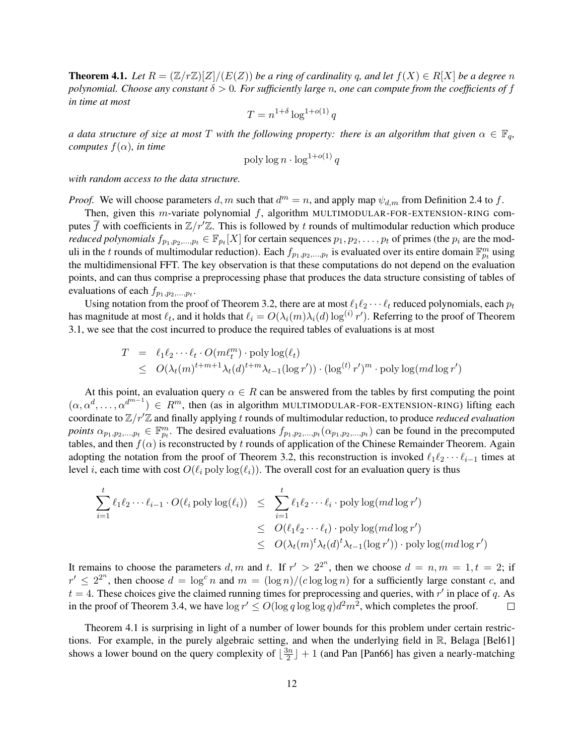**Theorem 4.1.** *Let $R = (\mathbb{Z}/r\mathbb{Z})[Z]/(E(Z))$ be a ring of cardinality $q$, and let $f(X) \in R[X]$ be a degree $n$ polynomial. Choose any constant $\delta > 0$. For sufficiently large $n$, one can compute from the coefficients of $f$ in time at most*

$$T = n^{1+\delta} \log^{1+o(1)} q$$

*a data structure of size at most $T$ with the following property: there is an algorithm that given $\alpha \in \mathbb{F}_q$, computes $f(\alpha)$, in time*

$$\text{poly} \log n \cdot \log^{1+o(1)} q$$

*with random access to the data structure.*

*Proof.* We will choose parameters $d, m$ such that $d^m = n$, and apply map $\psi_{d,m}$ from Definition 2.4 to $f$.

Then, given this $m$-variate polynomial $f$, algorithm MULTIMODULAR-FOR-EXTENSION-RING computes $\overline{f}$ with coefficients in $\mathbb{Z}/r'\mathbb{Z}$. This is followed by $t$ rounds of multimodular reduction which produce *reduced polynomials* $f_{p_1,p_2,\ldots,p_t} \in \mathbb{F}_{p_t}[X]$ for certain sequences $p_1, p_2, \ldots, p_t$ of primes (the $p_i$ are the moduli in the $t$ rounds of multimodular reduction). Each $f_{p_1,p_2,\ldots,p_t}$ is evaluated over its entire domain $\mathbb{F}_{p_t}^m$ using the multidimensional FFT. The key observation is that these computations do not depend on the evaluation points, and can thus comprise a preprocessing phase that produces the data structure consisting of tables of evaluations of each $f_{p_1,p_2,\ldots,p_t}$.

Using notation from the proof of Theorem 3.2, there are at most $\ell_1\ell_2\cdots\ell_t$ reduced polynomials, each $p_t$ has magnitude at most $\ell_t$, and it holds that $\ell_i = O(\lambda_i(m)\lambda_i(d)\log^{(i)} r')$. Referring to the proof of Theorem 3.1, we see that the cost incurred to produce the required tables of evaluations is at most

$$\begin{aligned} T &= \ell_1\ell_2\cdots\ell_t \cdot O(m\ell_t^m) \cdot \text{poly}\log(\ell_t) \\ &\leq O(\lambda_t(m)^{t+m+1}\lambda_t(d)^{t+m}\lambda_{t-1}(\log r')) \cdot (\log^{(t)} r')^m \cdot \text{poly}\log(md\log r') \end{aligned}$$

At this point, an evaluation query $\alpha \in R$ can be answered from the tables by first computing the point $(\alpha, \alpha^d, \ldots, \alpha^{d^{m-1}}) \in R^m$, then (as in algorithm MULTIMODULAR-FOR-EXTENSION-RING) lifting each coordinate to $\mathbb{Z}/r'\mathbb{Z}$ and finally applying $t$ rounds of multimodular reduction, to produce *reduced evaluation points* $\alpha_{p_1,p_2,\ldots,p_t} \in \mathbb{F}_{p_t}^m$. The desired evaluations $f_{p_1,p_2,\ldots,p_t}(\alpha_{p_1,p_2,\ldots,p_t})$ can be found in the precomputed tables, and then $f(\alpha)$ is reconstructed by $t$ rounds of application of the Chinese Remainder Theorem. Again adopting the notation from the proof of Theorem 3.2, this reconstruction is invoked $\ell_1\ell_2\cdots\ell_{i-1}$ times at level $i$, each time with cost $O(\ell_i \,\text{poly}\log(\ell_i))$. The overall cost for an evaluation query is thus

$$\begin{aligned} \sum_{i=1}^{t} \ell_1\ell_2\cdots\ell_{i-1} \cdot O(\ell_i \,\text{poly}\log(\ell_i)) &\leq \sum_{i=1}^{t} \ell_1\ell_2\cdots\ell_i \cdot \text{poly}\log(md\log r') \\ &\leq O(\ell_1\ell_2\cdots\ell_t) \cdot \text{poly}\log(md\log r') \\ &\leq O(\lambda_t(m)^t\lambda_t(d)^t\lambda_{t-1}(\log r')) \cdot \text{poly}\log(md\log r') \end{aligned}$$

It remains to choose the parameters $d, m$ and $t$. If $r' > 2^{2^n}$, then we choose $d = n, m = 1, t = 2$; if $r' \leq 2^{2^n}$, then choose $d = \log^c n$ and $m = (\log n)/(c \log\log n)$ for a sufficiently large constant $c$, and $t = 4$. These choices give the claimed running times for preprocessing and queries, with $r'$ in place of $q$. As in the proof of Theorem 3.4, we have $\log r' \leq O(\log q \log\log q)d^2m^2$, which completes the proof. $\square$

Theorem 4.1 is surprising in light of a number of lower bounds for this problem under certain restrictions. For example, in the purely algebraic setting, and when the underlying field in $\mathbb{R}$, Belaga [Bel61] shows a lower bound on the query complexity of $\lfloor \frac{3n}{2} \rfloor + 1$ (and Pan [Pan66] has given a nearly-matching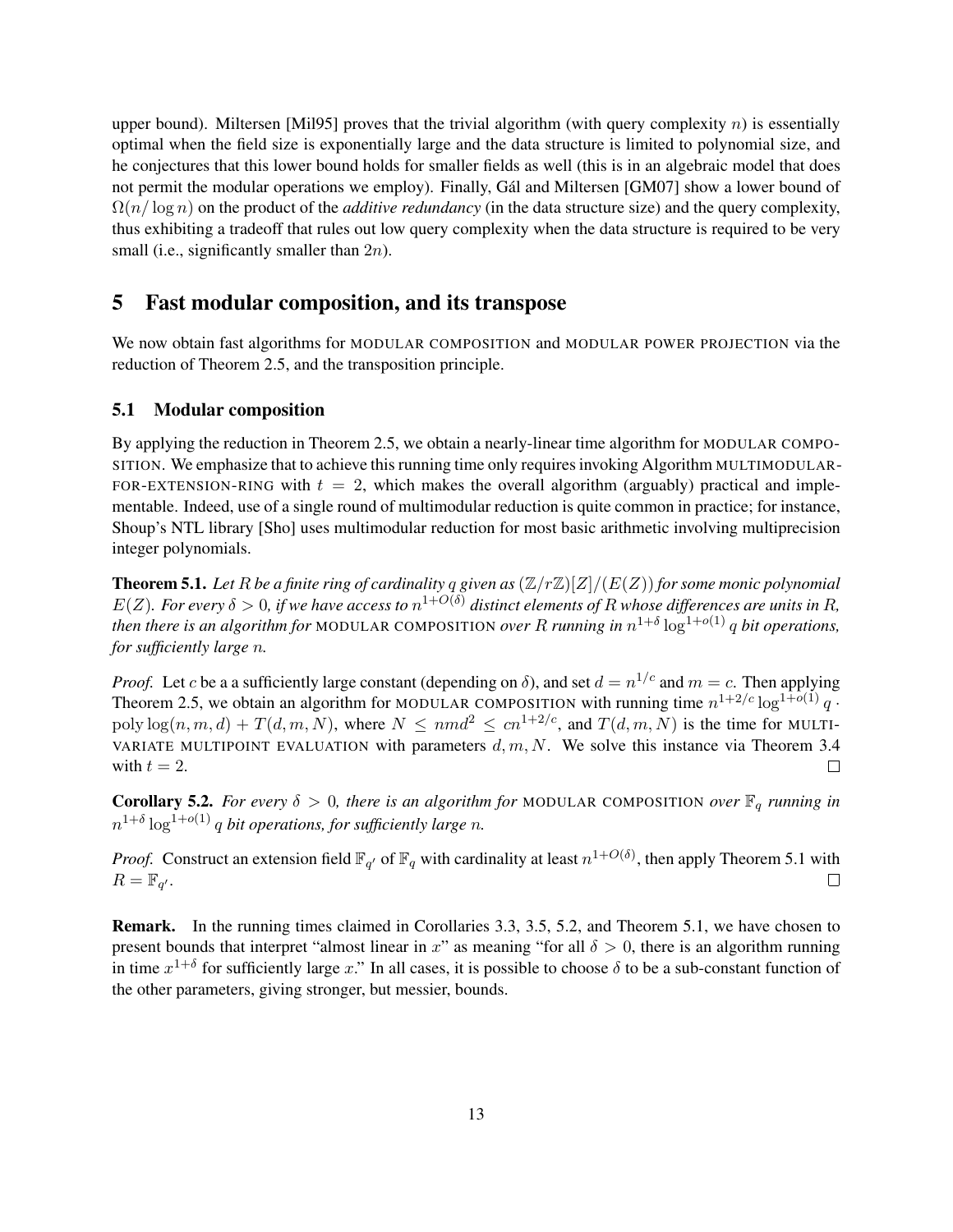upper bound). Miltersen [Mil95] proves that the trivial algorithm (with query complexity $n$) is essentially optimal when the field size is exponentially large and the data structure is limited to polynomial size, and he conjectures that this lower bound holds for smaller fields as well (this is in an algebraic model that does not permit the modular operations we employ). Finally, Gál and Miltersen [GM07] show a lower bound of $\Omega(n/\log n)$ on the product of the *additive redundancy* (in the data structure size) and the query complexity, thus exhibiting a tradeoff that rules out low query complexity when the data structure is required to be very small (i.e., significantly smaller than $2n$).

# 5 Fast modular composition, and its transpose

We now obtain fast algorithms for MODULAR COMPOSITION and MODULAR POWER PROJECTION via the reduction of Theorem 2.5, and the transposition principle.

## 5.1 Modular composition

By applying the reduction in Theorem 2.5, we obtain a nearly-linear time algorithm for MODULAR COMPOSITION. We emphasize that to achieve this running time only requires invoking Algorithm MULTIMODULAR-FOR-EXTENSION-RING with $t = 2$, which makes the overall algorithm (arguably) practical and implementable. Indeed, use of a single round of multimodular reduction is quite common in practice; for instance, Shoup's NTL library [Sho] uses multimodular reduction for most basic arithmetic involving multiprecision integer polynomials.

**Theorem 5.1.** *Let $R$ be a finite ring of cardinality $q$ given as $(\mathbb{Z}/r\mathbb{Z})[Z]/(E(Z))$ for some monic polynomial $E(Z)$. For every $\delta > 0$, if we have access to $n^{1+O(\delta)}$ distinct elements of $R$ whose differences are units in $R$, then there is an algorithm for* MODULAR COMPOSITION *over $R$ running in $n^{1+\delta}\log^{1+o(1)} q$ bit operations, for sufficiently large $n$.*

*Proof.* Let $c$ be a a sufficiently large constant (depending on $\delta$), and set $d = n^{1/c}$ and $m = c$. Then applying Theorem 2.5, we obtain an algorithm for MODULAR COMPOSITION with running time $n^{1+2/c}\log^{1+o(1)} q \cdot \text{poly}\log(n, m, d) + T(d, m, N)$, where $N \leq nmd^2 \leq cn^{1+2/c}$, and $T(d, m, N)$ is the time for MULTIVARIATE MULTIPOINT EVALUATION with parameters $d, m, N$. We solve this instance via Theorem 3.4 with $t = 2$. □

**Corollary 5.2.** *For every $\delta > 0$, there is an algorithm for* MODULAR COMPOSITION *over $\mathbb{F}_q$ running in $n^{1+\delta}\log^{1+o(1)} q$ bit operations, for sufficiently large $n$.*

*Proof.* Construct an extension field $\mathbb{F}_{q'}$ of $\mathbb{F}_q$ with cardinality at least $n^{1+O(\delta)}$, then apply Theorem 5.1 with $R = \mathbb{F}_{q'}$. □

**Remark.** In the running times claimed in Corollaries 3.3, 3.5, 5.2, and Theorem 5.1, we have chosen to present bounds that interpret "almost linear in $x$" as meaning "for all $\delta > 0$, there is an algorithm running in time $x^{1+\delta}$ for sufficiently large $x$." In all cases, it is possible to choose $\delta$ to be a sub-constant function of the other parameters, giving stronger, but messier, bounds.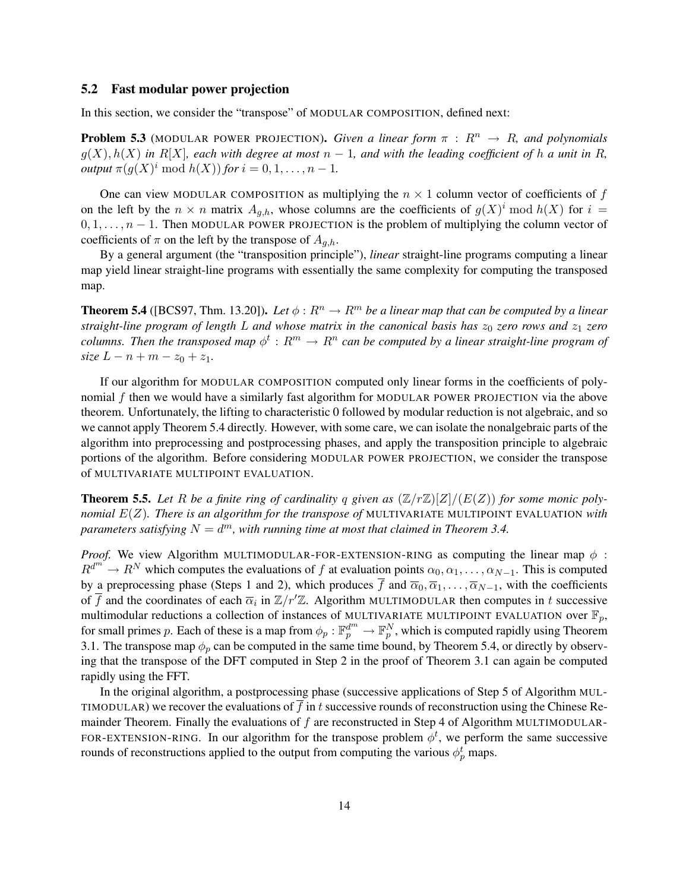### 5.2 Fast modular power projection

In this section, we consider the "transpose" of MODULAR COMPOSITION, defined next:

**Problem 5.3** (MODULAR POWER PROJECTION). *Given a linear form $\pi : R^n \to R$, and polynomials $g(X), h(X)$ in $R[X]$, each with degree at most $n-1$, and with the leading coefficient of $h$ a unit in $R$, output $\pi(g(X)^i \bmod h(X))$ for $i = 0, 1, \ldots, n-1$.*

One can view MODULAR COMPOSITION as multiplying the $n \times 1$ column vector of coefficients of $f$ on the left by the $n \times n$ matrix $A_{g,h}$, whose columns are the coefficients of $g(X)^i \bmod h(X)$ for $i = 0, 1, \ldots, n-1$. Then MODULAR POWER PROJECTION is the problem of multiplying the column vector of coefficients of $\pi$ on the left by the transpose of $A_{g,h}$.

By a general argument (the "transposition principle"), *linear* straight-line programs computing a linear map yield linear straight-line programs with essentially the same complexity for computing the transposed map.

**Theorem 5.4** ([BCS97, Thm. 13.20]). *Let $\phi : R^n \to R^m$ be a linear map that can be computed by a linear straight-line program of length $L$ and whose matrix in the canonical basis has $z_0$ zero rows and $z_1$ zero columns. Then the transposed map $\phi^t : R^m \to R^n$ can be computed by a linear straight-line program of size $L - n + m - z_0 + z_1$.*

If our algorithm for MODULAR COMPOSITION computed only linear forms in the coefficients of polynomial $f$ then we would have a similarly fast algorithm for MODULAR POWER PROJECTION via the above theorem. Unfortunately, the lifting to characteristic 0 followed by modular reduction is not algebraic, and so we cannot apply Theorem 5.4 directly. However, with some care, we can isolate the nonalgebraic parts of the algorithm into preprocessing and postprocessing phases, and apply the transposition principle to algebraic portions of the algorithm. Before considering MODULAR POWER PROJECTION, we consider the transpose of MULTIVARIATE MULTIPOINT EVALUATION.

**Theorem 5.5.** *Let $R$ be a finite ring of cardinality $q$ given as $(\mathbb{Z}/r\mathbb{Z})[Z]/(E(Z))$ for some monic polynomial $E(Z)$. There is an algorithm for the transpose of* MULTIVARIATE MULTIPOINT EVALUATION *with parameters satisfying $N = d^m$, with running time at most that claimed in Theorem 3.4.*

*Proof.* We view Algorithm MULTIMODULAR-FOR-EXTENSION-RING as computing the linear map $\phi : R^{d^m} \to R^N$ which computes the evaluations of $f$ at evaluation points $\alpha_0, \alpha_1, \ldots, \alpha_{N-1}$. This is computed by a preprocessing phase (Steps 1 and 2), which produces $\overline{f}$ and $\overline{\alpha}_0, \overline{\alpha}_1, \ldots, \overline{\alpha}_{N-1}$, with the coefficients of $\overline{f}$ and the coordinates of each $\overline{\alpha}_i$ in $\mathbb{Z}/r'\mathbb{Z}$. Algorithm MULTIMODULAR then computes in $t$ successive multimodular reductions a collection of instances of MULTIVARIATE MULTIPOINT EVALUATION over $\mathbb{F}_p$, for small primes $p$. Each of these is a map from $\phi_p : \mathbb{F}_p^{d^m} \to \mathbb{F}_p^N$, which is computed rapidly using Theorem 3.1. The transpose map $\phi_p$ can be computed in the same time bound, by Theorem 5.4, or directly by observing that the transpose of the DFT computed in Step 2 in the proof of Theorem 3.1 can again be computed rapidly using the FFT.

In the original algorithm, a postprocessing phase (successive applications of Step 5 of Algorithm MULTIMODULAR) we recover the evaluations of $\overline{f}$ in $t$ successive rounds of reconstruction using the Chinese Remainder Theorem. Finally the evaluations of $f$ are reconstructed in Step 4 of Algorithm MULTIMODULAR-FOR-EXTENSION-RING. In our algorithm for the transpose problem $\phi^t$, we perform the same successive rounds of reconstructions applied to the output from computing the various $\phi_p^t$ maps.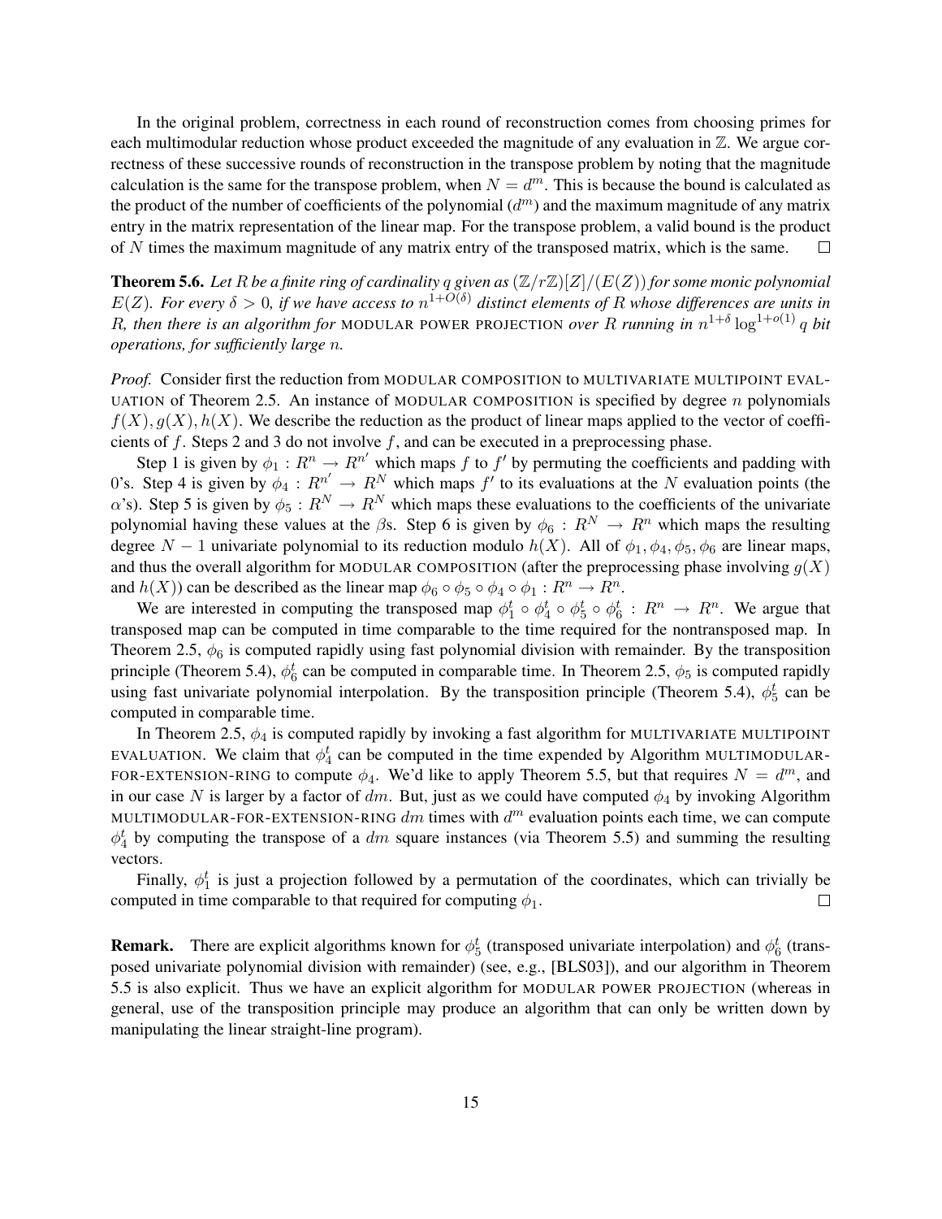In the original problem, correctness in each round of reconstruction comes from choosing primes for each multimodular reduction whose product exceeded the magnitude of any evaluation in $\mathbb{Z}$. We argue correctness of these successive rounds of reconstruction in the transpose problem by noting that the magnitude calculation is the same for the transpose problem, when $N = d^m$. This is because the bound is calculated as the product of the number of coefficients of the polynomial ($d^m$) and the maximum magnitude of any matrix entry in the matrix representation of the linear map. For the transpose problem, a valid bound is the product of $N$ times the maximum magnitude of any matrix entry of the transposed matrix, which is the same. $\square$

**Theorem 5.6.** *Let $R$ be a finite ring of cardinality $q$ given as $(\mathbb{Z}/r\mathbb{Z})[Z]/(E(Z))$ for some monic polynomial $E(Z)$. For every $\delta > 0$, if we have access to $n^{1+O(\delta)}$ distinct elements of $R$ whose differences are units in $R$, then there is an algorithm for* MODULAR POWER PROJECTION *over $R$ running in $n^{1+\delta} \log^{1+o(1)} q$ bit operations, for sufficiently large $n$.*

*Proof.* Consider first the reduction from MODULAR COMPOSITION to MULTIVARIATE MULTIPOINT EVALUATION of Theorem 2.5. An instance of MODULAR COMPOSITION is specified by degree $n$ polynomials $f(X), g(X), h(X)$. We describe the reduction as the product of linear maps applied to the vector of coefficients of $f$. Steps 2 and 3 do not involve $f$, and can be executed in a preprocessing phase.

Step 1 is given by $\phi_1 : R^n \to R^{n'}$ which maps $f$ to $f'$ by permuting the coefficients and padding with 0's. Step 4 is given by $\phi_4 : R^{n'} \to R^N$ which maps $f'$ to its evaluations at the $N$ evaluation points (the $\alpha$'s). Step 5 is given by $\phi_5 : R^N \to R^N$ which maps these evaluations to the coefficients of the univariate polynomial having these values at the $\beta$s. Step 6 is given by $\phi_6 : R^N \to R^n$ which maps the resulting degree $N - 1$ univariate polynomial to its reduction modulo $h(X)$. All of $\phi_1, \phi_4, \phi_5, \phi_6$ are linear maps, and thus the overall algorithm for MODULAR COMPOSITION (after the preprocessing phase involving $g(X)$ and $h(X)$) can be described as the linear map $\phi_6 \circ \phi_5 \circ \phi_4 \circ \phi_1 : R^n \to R^n$.

We are interested in computing the transposed map $\phi_1^t \circ \phi_4^t \circ \phi_5^t \circ \phi_6^t : R^n \to R^n$. We argue that transposed map can be computed in time comparable to the time required for the nontransposed map. In Theorem 2.5, $\phi_6$ is computed rapidly using fast polynomial division with remainder. By the transposition principle (Theorem 5.4), $\phi_6^t$ can be computed in comparable time. In Theorem 2.5, $\phi_5$ is computed rapidly using fast univariate polynomial interpolation. By the transposition principle (Theorem 5.4), $\phi_5^t$ can be computed in comparable time.

In Theorem 2.5, $\phi_4$ is computed rapidly by invoking a fast algorithm for MULTIVARIATE MULTIPOINT EVALUATION. We claim that $\phi_4^t$ can be computed in the time expended by Algorithm MULTIMODULAR-FOR-EXTENSION-RING to compute $\phi_4$. We'd like to apply Theorem 5.5, but that requires $N = d^m$, and in our case $N$ is larger by a factor of $dm$. But, just as we could have computed $\phi_4$ by invoking Algorithm MULTIMODULAR-FOR-EXTENSION-RING $dm$ times with $d^m$ evaluation points each time, we can compute $\phi_4^t$ by computing the transpose of a $dm$ square instances (via Theorem 5.5) and summing the resulting vectors.

Finally, $\phi_1^t$ is just a projection followed by a permutation of the coordinates, which can trivially be computed in time comparable to that required for computing $\phi_1$. $\square$

**Remark.** There are explicit algorithms known for $\phi_5^t$ (transposed univariate interpolation) and $\phi_6^t$ (transposed univariate polynomial division with remainder) (see, e.g., [BLS03]), and our algorithm in Theorem 5.5 is also explicit. Thus we have an explicit algorithm for MODULAR POWER PROJECTION (whereas in general, use of the transposition principle may produce an algorithm that can only be written down by manipulating the linear straight-line program).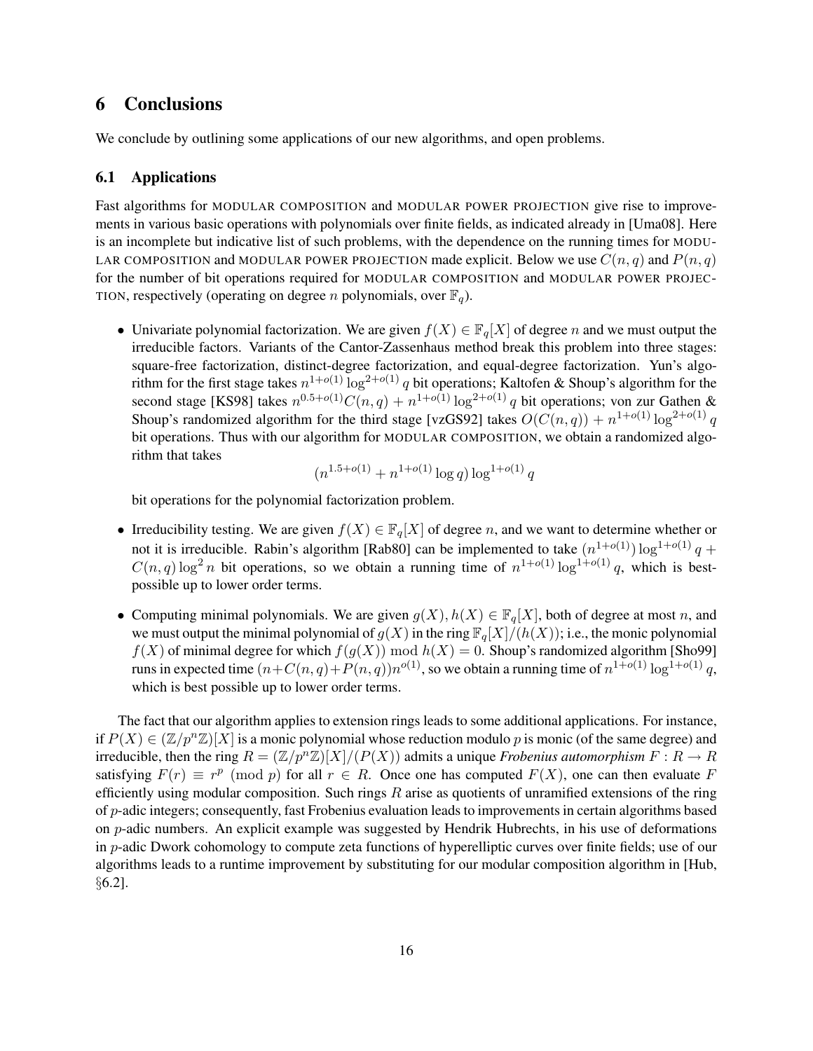## 6 Conclusions

We conclude by outlining some applications of our new algorithms, and open problems.

### 6.1 Applications

Fast algorithms for MODULAR COMPOSITION and MODULAR POWER PROJECTION give rise to improvements in various basic operations with polynomials over finite fields, as indicated already in [Uma08]. Here is an incomplete but indicative list of such problems, with the dependence on the running times for MODULAR COMPOSITION and MODULAR POWER PROJECTION made explicit. Below we use $C(n, q)$ and $P(n, q)$ for the number of bit operations required for MODULAR COMPOSITION and MODULAR POWER PROJECTION, respectively (operating on degree $n$ polynomials, over $\mathbb{F}_q$).

- Univariate polynomial factorization. We are given $f(X) \in \mathbb{F}_q[X]$ of degree $n$ and we must output the irreducible factors. Variants of the Cantor-Zassenhaus method break this problem into three stages: square-free factorization, distinct-degree factorization, and equal-degree factorization. Yun's algorithm for the first stage takes $n^{1+o(1)} \log^{2+o(1)} q$ bit operations; Kaltofen & Shoup's algorithm for the second stage [KS98] takes $n^{0.5+o(1)}C(n, q) + n^{1+o(1)} \log^{2+o(1)} q$ bit operations; von zur Gathen & Shoup's randomized algorithm for the third stage [vzGS92] takes $O(C(n, q)) + n^{1+o(1)} \log^{2+o(1)} q$ bit operations. Thus with our algorithm for MODULAR COMPOSITION, we obtain a randomized algorithm that takes
$$(n^{1.5+o(1)} + n^{1+o(1)} \log q) \log^{1+o(1)} q$$
bit operations for the polynomial factorization problem.

- Irreducibility testing. We are given $f(X) \in \mathbb{F}_q[X]$ of degree $n$, and we want to determine whether or not it is irreducible. Rabin's algorithm [Rab80] can be implemented to take $(n^{1+o(1)}) \log^{1+o(1)} q + C(n, q) \log^2 n$ bit operations, so we obtain a running time of $n^{1+o(1)} \log^{1+o(1)} q$, which is best-possible up to lower order terms.

- Computing minimal polynomials. We are given $g(X), h(X) \in \mathbb{F}_q[X]$, both of degree at most $n$, and we must output the minimal polynomial of $g(X)$ in the ring $\mathbb{F}_q[X]/(h(X))$; i.e., the monic polynomial $f(X)$ of minimal degree for which $f(g(X)) \bmod h(X) = 0$. Shoup's randomized algorithm [Sho99] runs in expected time $(n+C(n, q)+P(n, q))n^{o(1)}$, so we obtain a running time of $n^{1+o(1)} \log^{1+o(1)} q$, which is best possible up to lower order terms.

The fact that our algorithm applies to extension rings leads to some additional applications. For instance, if $P(X) \in (\mathbb{Z}/p^n\mathbb{Z})[X]$ is a monic polynomial whose reduction modulo $p$ is monic (of the same degree) and irreducible, then the ring $R = (\mathbb{Z}/p^n\mathbb{Z})[X]/(P(X))$ admits a unique *Frobenius automorphism* $F : R \to R$ satisfying $F(r) \equiv r^p \pmod{p}$ for all $r \in R$. Once one has computed $F(X)$, one can then evaluate $F$ efficiently using modular composition. Such rings $R$ arise as quotients of unramified extensions of the ring of $p$-adic integers; consequently, fast Frobenius evaluation leads to improvements in certain algorithms based on $p$-adic numbers. An explicit example was suggested by Hendrik Hubrechts, in his use of deformations in $p$-adic Dwork cohomology to compute zeta functions of hyperelliptic curves over finite fields; use of our algorithms leads to a runtime improvement by substituting for our modular composition algorithm in [Hub, §6.2].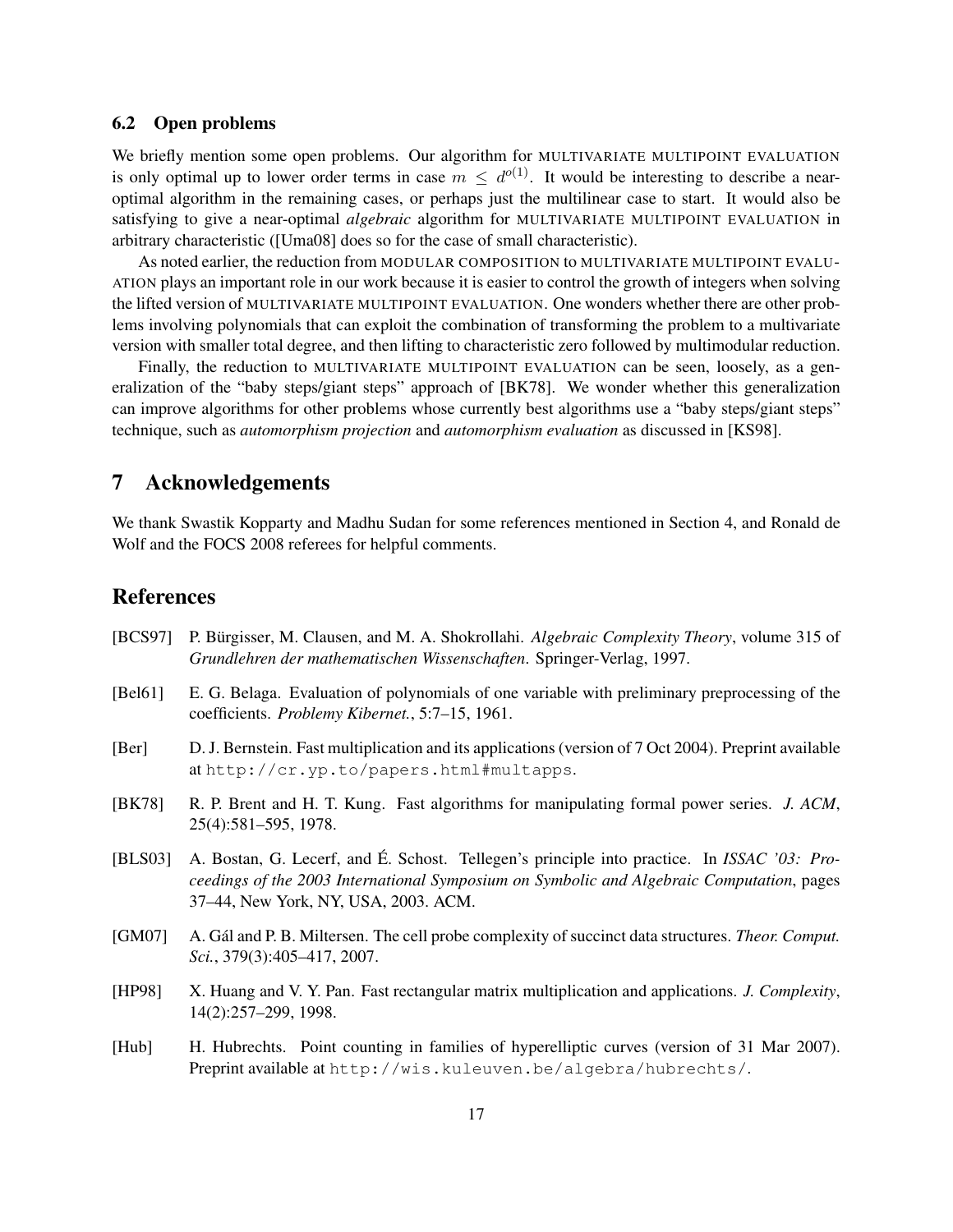### 6.2 Open problems

We briefly mention some open problems. Our algorithm for MULTIVARIATE MULTIPOINT EVALUATION is only optimal up to lower order terms in case $m \leq d^{o(1)}$. It would be interesting to describe a near-optimal algorithm in the remaining cases, or perhaps just the multilinear case to start. It would also be satisfying to give a near-optimal *algebraic* algorithm for MULTIVARIATE MULTIPOINT EVALUATION in arbitrary characteristic ([Uma08] does so for the case of small characteristic).

As noted earlier, the reduction from MODULAR COMPOSITION to MULTIVARIATE MULTIPOINT EVALUATION plays an important role in our work because it is easier to control the growth of integers when solving the lifted version of MULTIVARIATE MULTIPOINT EVALUATION. One wonders whether there are other problems involving polynomials that can exploit the combination of transforming the problem to a multivariate version with smaller total degree, and then lifting to characteristic zero followed by multimodular reduction.

Finally, the reduction to MULTIVARIATE MULTIPOINT EVALUATION can be seen, loosely, as a generalization of the "baby steps/giant steps" approach of [BK78]. We wonder whether this generalization can improve algorithms for other problems whose currently best algorithms use a "baby steps/giant steps" technique, such as *automorphism projection* and *automorphism evaluation* as discussed in [KS98].

## 7 Acknowledgements

We thank Swastik Kopparty and Madhu Sudan for some references mentioned in Section 4, and Ronald de Wolf and the FOCS 2008 referees for helpful comments.

## References

[BCS97] P. Bürgisser, M. Clausen, and M. A. Shokrollahi. *Algebraic Complexity Theory*, volume 315 of *Grundlehren der mathematischen Wissenschaften*. Springer-Verlag, 1997.

[Bel61] E. G. Belaga. Evaluation of polynomials of one variable with preliminary preprocessing of the coefficients. *Problemy Kibernet.*, 5:7–15, 1961.

[Ber] D. J. Bernstein. Fast multiplication and its applications (version of 7 Oct 2004). Preprint available at http://cr.yp.to/papers.html#multapps.

[BK78] R. P. Brent and H. T. Kung. Fast algorithms for manipulating formal power series. *J. ACM*, 25(4):581–595, 1978.

[BLS03] A. Bostan, G. Lecerf, and É. Schost. Tellegen's principle into practice. In *ISSAC '03: Proceedings of the 2003 International Symposium on Symbolic and Algebraic Computation*, pages 37–44, New York, NY, USA, 2003. ACM.

[GM07] A. Gál and P. B. Miltersen. The cell probe complexity of succinct data structures. *Theor. Comput. Sci.*, 379(3):405–417, 2007.

[HP98] X. Huang and V. Y. Pan. Fast rectangular matrix multiplication and applications. *J. Complexity*, 14(2):257–299, 1998.

[Hub] H. Hubrechts. Point counting in families of hyperelliptic curves (version of 31 Mar 2007). Preprint available at http://wis.kuleuven.be/algebra/hubrechts/.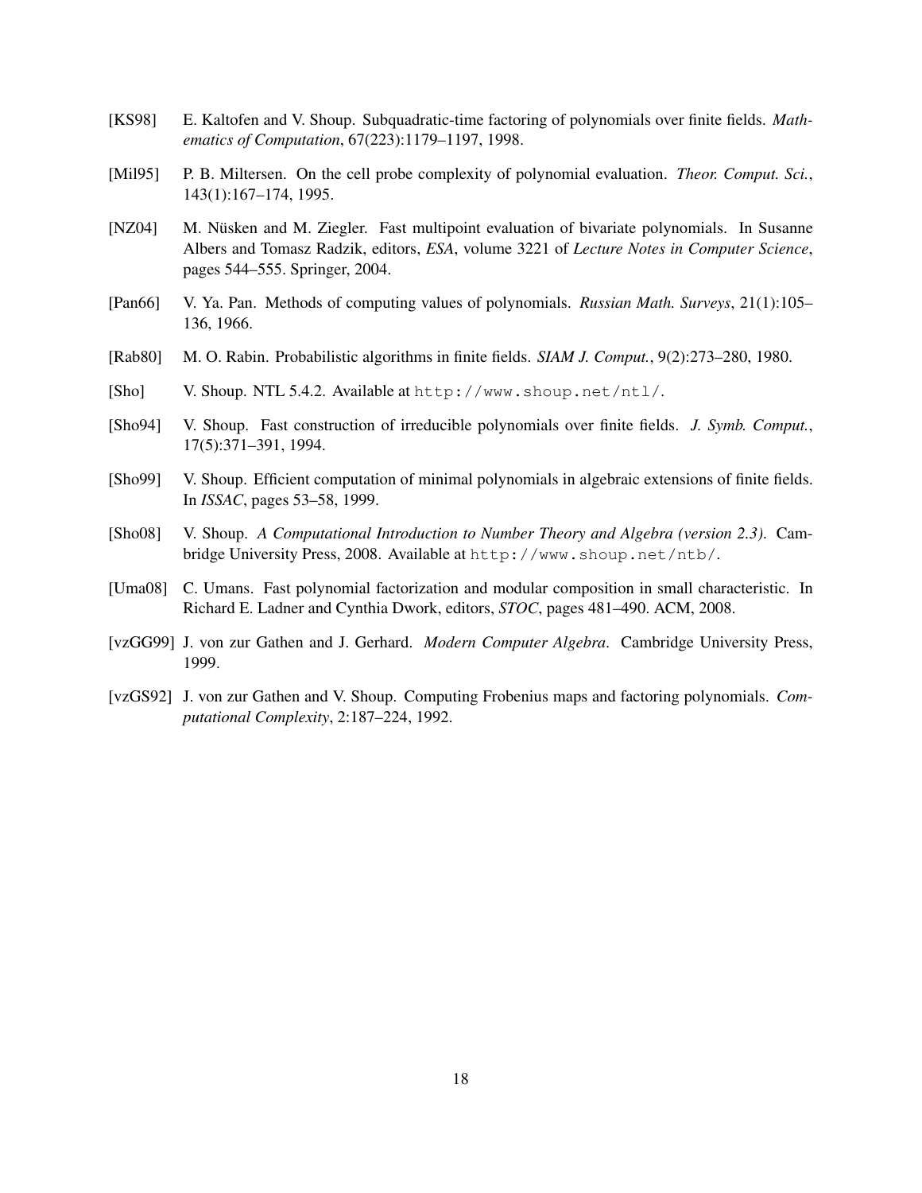[KS98] E. Kaltofen and V. Shoup. Subquadratic-time factoring of polynomials over finite fields. *Mathematics of Computation*, 67(223):1179–1197, 1998.

[Mil95] P. B. Miltersen. On the cell probe complexity of polynomial evaluation. *Theor. Comput. Sci.*, 143(1):167–174, 1995.

[NZ04] M. Nüsken and M. Ziegler. Fast multipoint evaluation of bivariate polynomials. In Susanne Albers and Tomasz Radzik, editors, *ESA*, volume 3221 of *Lecture Notes in Computer Science*, pages 544–555. Springer, 2004.

[Pan66] V. Ya. Pan. Methods of computing values of polynomials. *Russian Math. Surveys*, 21(1):105–136, 1966.

[Rab80] M. O. Rabin. Probabilistic algorithms in finite fields. *SIAM J. Comput.*, 9(2):273–280, 1980.

[Sho] V. Shoup. NTL 5.4.2. Available at `http://www.shoup.net/ntl/`.

[Sho94] V. Shoup. Fast construction of irreducible polynomials over finite fields. *J. Symb. Comput.*, 17(5):371–391, 1994.

[Sho99] V. Shoup. Efficient computation of minimal polynomials in algebraic extensions of finite fields. In *ISSAC*, pages 53–58, 1999.

[Sho08] V. Shoup. *A Computational Introduction to Number Theory and Algebra (version 2.3)*. Cambridge University Press, 2008. Available at `http://www.shoup.net/ntb/`.

[Uma08] C. Umans. Fast polynomial factorization and modular composition in small characteristic. In Richard E. Ladner and Cynthia Dwork, editors, *STOC*, pages 481–490. ACM, 2008.

[vzGG99] J. von zur Gathen and J. Gerhard. *Modern Computer Algebra*. Cambridge University Press, 1999.

[vzGS92] J. von zur Gathen and V. Shoup. Computing Frobenius maps and factoring polynomials. *Computational Complexity*, 2:187–224, 1992.